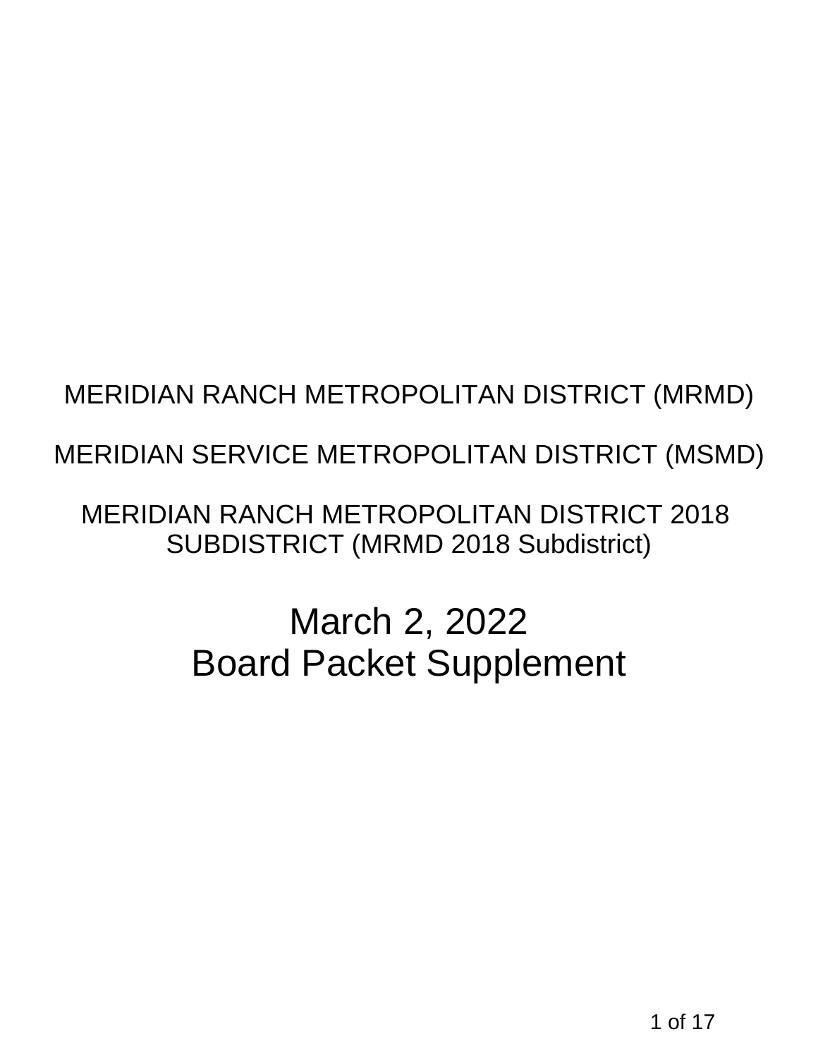MERIDIAN RANCH METROPOLITAN DISTRICT (MRMD)

MERIDIAN SERVICE METROPOLITAN DISTRICT (MSMD)

MERIDIAN RANCH METROPOLITAN DISTRICT 2018 SUBDISTRICT (MRMD 2018 Subdistrict)

# March 2, 2022
# Board Packet Supplement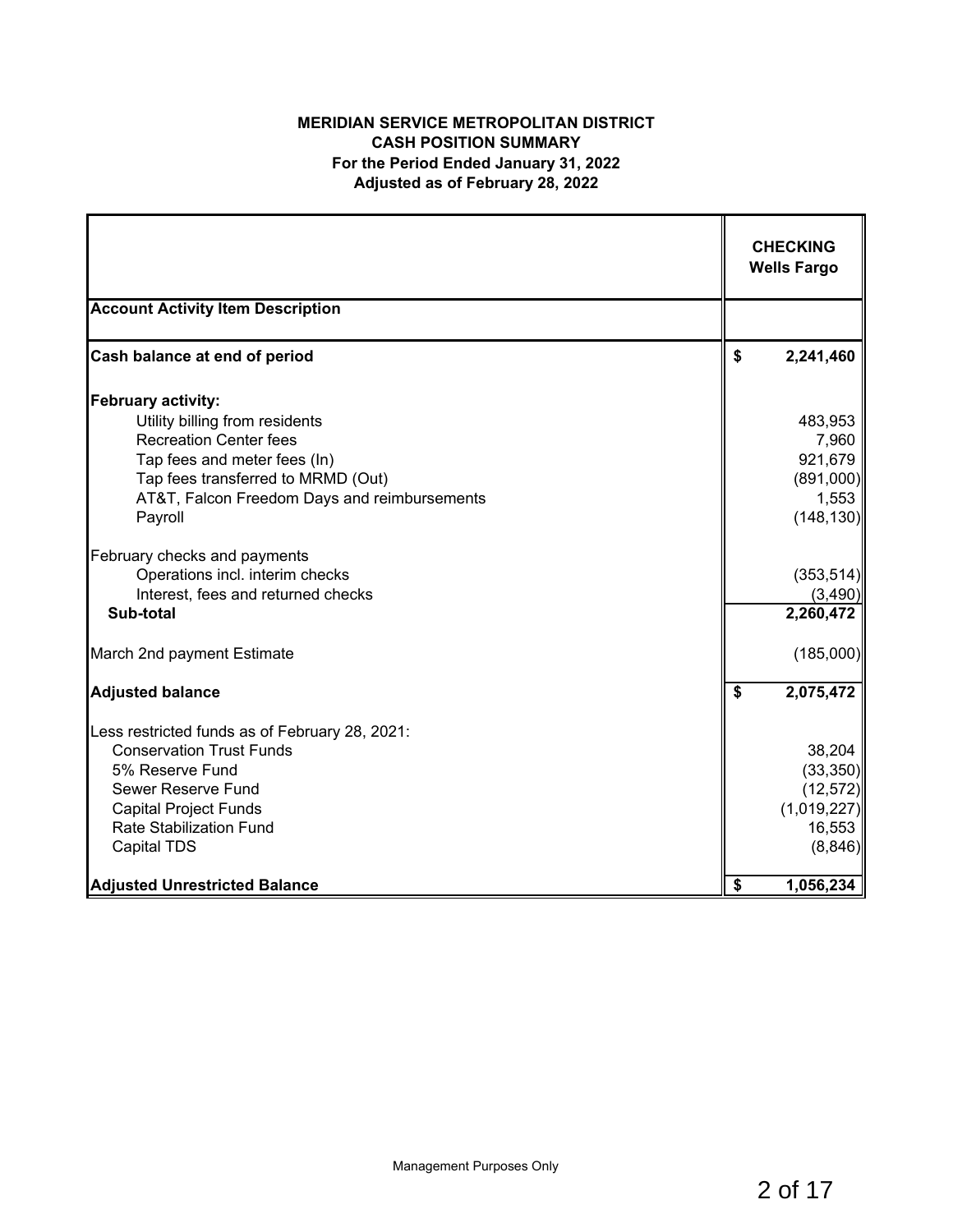**MERIDIAN SERVICE METROPOLITAN DISTRICT**
**CASH POSITION SUMMARY**
**For the Period Ended January 31, 2022**
**Adjusted as of February 28, 2022**

| | **CHECKING Wells Fargo** |
|---|---|
| **Account Activity Item Description** | |
| **Cash balance at end of period** | **$ 2,241,460** |
| **February activity:** | |
| Utility billing from residents | 483,953 |
| Recreation Center fees | 7,960 |
| Tap fees and meter fees (In) | 921,679 |
| Tap fees transferred to MRMD (Out) | (891,000) |
| AT&T, Falcon Freedom Days and reimbursements | 1,553 |
| Payroll | (148,130) |
| February checks and payments | |
| Operations incl. interim checks | (353,514) |
| Interest, fees and returned checks | (3,490) |
| **Sub-total** | **2,260,472** |
| March 2nd payment Estimate | (185,000) |
| **Adjusted balance** | **$ 2,075,472** |
| Less restricted funds as of February 28, 2021: | |
| Conservation Trust Funds | 38,204 |
| 5% Reserve Fund | (33,350) |
| Sewer Reserve Fund | (12,572) |
| Capital Project Funds | (1,019,227) |
| Rate Stabilization Fund | 16,553 |
| Capital TDS | (8,846) |
| **Adjusted Unrestricted Balance** | **$ 1,056,234** |

Management Purposes Only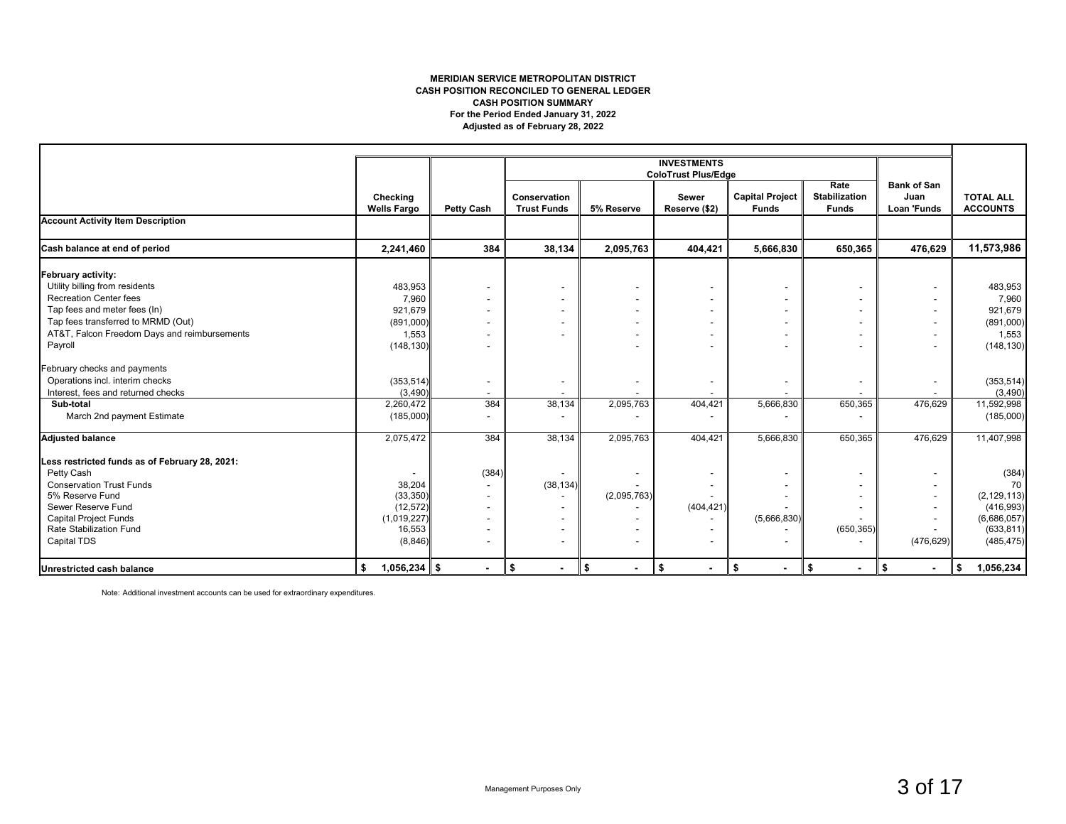**MERIDIAN SERVICE METROPOLITAN DISTRICT**
**CASH POSITION RECONCILED TO GENERAL LEDGER**
**CASH POSITION SUMMARY**
**For the Period Ended January 31, 2022**
**Adjusted as of February 28, 2022**

| | | | INVESTMENTS ColoTrust Plus/Edge | | | | | | |
|---|---|---|---|---|---|---|---|---|---|
| | Checking Wells Fargo | Petty Cash | Conservation Trust Funds | 5% Reserve | Sewer Reserve ($2) | Capital Project Funds | Rate Stabilization Funds | Bank of San Juan Loan 'Funds | TOTAL ALL ACCOUNTS |
| **Account Activity Item Description** | | | | | | | | | |
| **Cash balance at end of period** | **2,241,460** | **384** | **38,134** | **2,095,763** | **404,421** | **5,666,830** | **650,365** | **476,629** | **11,573,986** |
| **February activity:** | | | | | | | | | |
| Utility billing from residents | 483,953 | - | - | - | - | - | - | - | 483,953 |
| Recreation Center fees | 7,960 | - | - | - | - | - | - | - | 7,960 |
| Tap fees and meter fees (In) | 921,679 | - | - | - | - | - | - | - | 921,679 |
| Tap fees transferred to MRMD (Out) | (891,000) | - | - | - | - | - | - | - | (891,000) |
| AT&T, Falcon Freedom Days and reimbursements | 1,553 | - | - | - | - | - | - | - | 1,553 |
| Payroll | (148,130) | - | | - | - | - | - | - | (148,130) |
| February checks and payments | | | | | | | | | |
| Operations incl. interim checks | (353,514) | - | - | - | - | - | - | - | (353,514) |
| Interest, fees and returned checks | (3,490) | - | - | - | - | - | - | - | (3,490) |
| **Sub-total** | 2,260,472 | 384 | 38,134 | 2,095,763 | 404,421 | 5,666,830 | 650,365 | 476,629 | 11,592,998 |
| March 2nd payment Estimate | (185,000) | - | - | - | - | - | - | | (185,000) |
| **Adjusted balance** | 2,075,472 | 384 | 38,134 | 2,095,763 | 404,421 | 5,666,830 | 650,365 | 476,629 | 11,407,998 |
| **Less restricted funds as of February 28, 2021:** | | | | | | | | | |
| Petty Cash | - | (384) | - | - | - | - | - | - | (384) |
| Conservation Trust Funds | 38,204 | - | (38,134) | - | - | - | - | - | 70 |
| 5% Reserve Fund | (33,350) | - | - | (2,095,763) | - | - | - | - | (2,129,113) |
| Sewer Reserve Fund | (12,572) | - | - | - | (404,421) | - | - | - | (416,993) |
| Capital Project Funds | (1,019,227) | - | - | - | - | (5,666,830) | - | - | (6,686,057) |
| Rate Stabilization Fund | 16,553 | - | - | - | - | - | (650,365) | - | (633,811) |
| Capital TDS | (8,846) | - | - | - | - | - | - | (476,629) | (485,475) |
| **Unrestricted cash balance** | **$ 1,056,234** | **$ -** | **$ -** | **$ -** | **$ -** | **$ -** | **$ -** | **$ -** | **$ 1,056,234** |

Note: Additional investment accounts can be used for extraordinary expenditures.

Management Purposes Only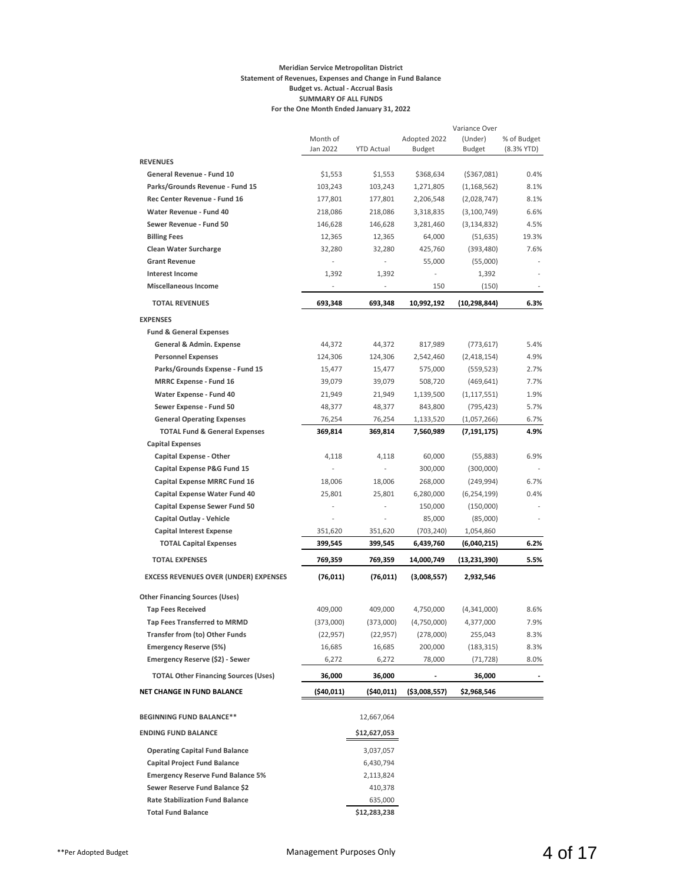**Meridian Service Metropolitan District**
**Statement of Revenues, Expenses and Change in Fund Balance**
**Budget vs. Actual - Accrual Basis**
**SUMMARY OF ALL FUNDS**
**For the One Month Ended January 31, 2022**

| | Month of Jan 2022 | YTD Actual | Adopted 2022 Budget | Variance Over (Under) Budget | % of Budget (8.3% YTD) |
|---|---|---|---|---|---|
| **REVENUES** | | | | | |
| **General Revenue - Fund 10** | $1,553 | $1,553 | $368,634 | ($367,081) | 0.4% |
| **Parks/Grounds Revenue - Fund 15** | 103,243 | 103,243 | 1,271,805 | (1,168,562) | 8.1% |
| **Rec Center Revenue - Fund 16** | 177,801 | 177,801 | 2,206,548 | (2,028,747) | 8.1% |
| **Water Revenue - Fund 40** | 218,086 | 218,086 | 3,318,835 | (3,100,749) | 6.6% |
| **Sewer Revenue - Fund 50** | 146,628 | 146,628 | 3,281,460 | (3,134,832) | 4.5% |
| **Billing Fees** | 12,365 | 12,365 | 64,000 | (51,635) | 19.3% |
| **Clean Water Surcharge** | 32,280 | 32,280 | 425,760 | (393,480) | 7.6% |
| **Grant Revenue** | - | - | 55,000 | (55,000) | - |
| **Interest Income** | 1,392 | 1,392 | - | 1,392 | - |
| **Miscellaneous Income** | - | - | 150 | (150) | - |
| **TOTAL REVENUES** | **693,348** | **693,348** | **10,992,192** | **(10,298,844)** | **6.3%** |
| **EXPENSES** | | | | | |
| **Fund & General Expenses** | | | | | |
| **General & Admin. Expense** | 44,372 | 44,372 | 817,989 | (773,617) | 5.4% |
| **Personnel Expenses** | 124,306 | 124,306 | 2,542,460 | (2,418,154) | 4.9% |
| **Parks/Grounds Expense - Fund 15** | 15,477 | 15,477 | 575,000 | (559,523) | 2.7% |
| **MRRC Expense - Fund 16** | 39,079 | 39,079 | 508,720 | (469,641) | 7.7% |
| **Water Expense - Fund 40** | 21,949 | 21,949 | 1,139,500 | (1,117,551) | 1.9% |
| **Sewer Expense - Fund 50** | 48,377 | 48,377 | 843,800 | (795,423) | 5.7% |
| **General Operating Expenses** | 76,254 | 76,254 | 1,133,520 | (1,057,266) | 6.7% |
| **TOTAL Fund & General Expenses** | **369,814** | **369,814** | **7,560,989** | **(7,191,175)** | **4.9%** |
| **Capital Expenses** | | | | | |
| **Capital Expense - Other** | 4,118 | 4,118 | 60,000 | (55,883) | 6.9% |
| **Capital Expense P&G Fund 15** | - | - | 300,000 | (300,000) | - |
| **Capital Expense MRRC Fund 16** | 18,006 | 18,006 | 268,000 | (249,994) | 6.7% |
| **Capital Expense Water Fund 40** | 25,801 | 25,801 | 6,280,000 | (6,254,199) | 0.4% |
| **Capital Expense Sewer Fund 50** | - | - | 150,000 | (150,000) | - |
| **Capital Outlay - Vehicle** | - | - | 85,000 | (85,000) | - |
| **Capital Interest Expense** | 351,620 | 351,620 | (703,240) | 1,054,860 | |
| **TOTAL Capital Expenses** | **399,545** | **399,545** | **6,439,760** | **(6,040,215)** | **6.2%** |
| **TOTAL EXPENSES** | **769,359** | **769,359** | **14,000,749** | **(13,231,390)** | **5.5%** |
| **EXCESS REVENUES OVER (UNDER) EXPENSES** | **(76,011)** | **(76,011)** | **(3,008,557)** | **2,932,546** | |
| **Other Financing Sources (Uses)** | | | | | |
| **Tap Fees Received** | 409,000 | 409,000 | 4,750,000 | (4,341,000) | 8.6% |
| **Tap Fees Transferred to MRMD** | (373,000) | (373,000) | (4,750,000) | 4,377,000 | 7.9% |
| **Transfer from (to) Other Funds** | (22,957) | (22,957) | (278,000) | 255,043 | 8.3% |
| **Emergency Reserve (5%)** | 16,685 | 16,685 | 200,000 | (183,315) | 8.3% |
| **Emergency Reserve ($2) - Sewer** | 6,272 | 6,272 | 78,000 | (71,728) | 8.0% |
| **TOTAL Other Financing Sources (Uses)** | **36,000** | **36,000** | **-** | **36,000** | **-** |
| **NET CHANGE IN FUND BALANCE** | **($40,011)** | **($40,011)** | **($3,008,557)** | **$2,968,546** | |
| **BEGINNING FUND BALANCE\*\*** | | 12,667,064 | | | |
| **ENDING FUND BALANCE** | | **$12,627,053** | | | |
| **Operating Capital Fund Balance** | | 3,037,057 | | | |
| **Capital Project Fund Balance** | | 6,430,794 | | | |
| **Emergency Reserve Fund Balance 5%** | | 2,113,824 | | | |
| **Sewer Reserve Fund Balance $2** | | 410,378 | | | |
| **Rate Stabilization Fund Balance** | | 635,000 | | | |
| **Total Fund Balance** | | **$12,283,238** | | | |

\*\*Per Adopted Budget

Management Purposes Only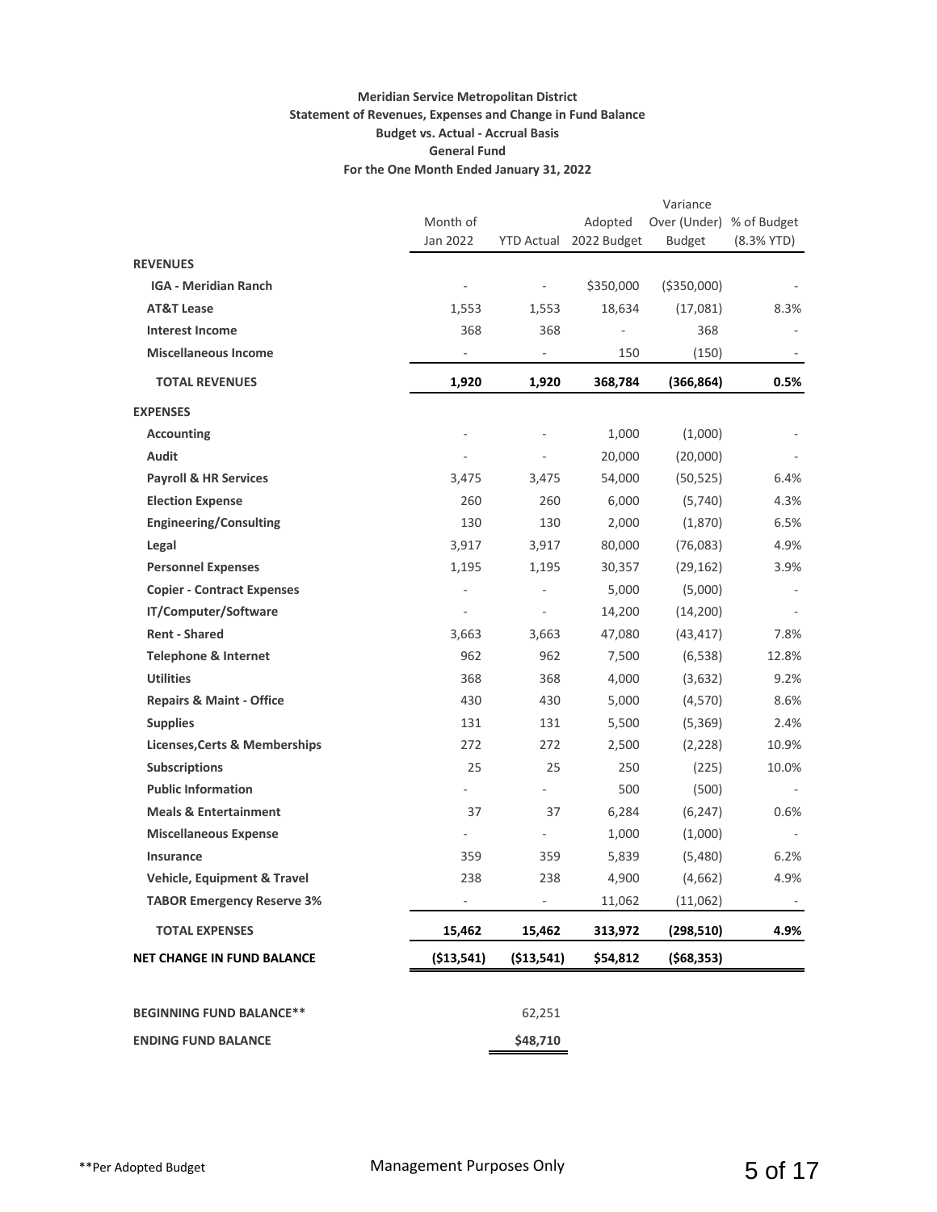**Meridian Service Metropolitan District**
**Statement of Revenues, Expenses and Change in Fund Balance**
**Budget vs. Actual - Accrual Basis**
**General Fund**
**For the One Month Ended January 31, 2022**

| | Month of Jan 2022 | YTD Actual | Adopted 2022 Budget | Variance Over (Under) Budget | % of Budget (8.3% YTD) |
|---|---|---|---|---|---|
| **REVENUES** | | | | | |
| **IGA - Meridian Ranch** | - | - | $350,000 | ($350,000) | - |
| **AT&T Lease** | 1,553 | 1,553 | 18,634 | (17,081) | 8.3% |
| **Interest Income** | 368 | 368 | - | 368 | - |
| **Miscellaneous Income** | - | - | 150 | (150) | - |
| **TOTAL REVENUES** | **1,920** | **1,920** | **368,784** | **(366,864)** | **0.5%** |
| **EXPENSES** | | | | | |
| **Accounting** | - | - | 1,000 | (1,000) | - |
| **Audit** | - | - | 20,000 | (20,000) | - |
| **Payroll & HR Services** | 3,475 | 3,475 | 54,000 | (50,525) | 6.4% |
| **Election Expense** | 260 | 260 | 6,000 | (5,740) | 4.3% |
| **Engineering/Consulting** | 130 | 130 | 2,000 | (1,870) | 6.5% |
| **Legal** | 3,917 | 3,917 | 80,000 | (76,083) | 4.9% |
| **Personnel Expenses** | 1,195 | 1,195 | 30,357 | (29,162) | 3.9% |
| **Copier - Contract Expenses** | - | - | 5,000 | (5,000) | - |
| **IT/Computer/Software** | - | - | 14,200 | (14,200) | - |
| **Rent - Shared** | 3,663 | 3,663 | 47,080 | (43,417) | 7.8% |
| **Telephone & Internet** | 962 | 962 | 7,500 | (6,538) | 12.8% |
| **Utilities** | 368 | 368 | 4,000 | (3,632) | 9.2% |
| **Repairs & Maint - Office** | 430 | 430 | 5,000 | (4,570) | 8.6% |
| **Supplies** | 131 | 131 | 5,500 | (5,369) | 2.4% |
| **Licenses,Certs & Memberships** | 272 | 272 | 2,500 | (2,228) | 10.9% |
| **Subscriptions** | 25 | 25 | 250 | (225) | 10.0% |
| **Public Information** | - | - | 500 | (500) | - |
| **Meals & Entertainment** | 37 | 37 | 6,284 | (6,247) | 0.6% |
| **Miscellaneous Expense** | - | - | 1,000 | (1,000) | - |
| **Insurance** | 359 | 359 | 5,839 | (5,480) | 6.2% |
| **Vehicle, Equipment & Travel** | 238 | 238 | 4,900 | (4,662) | 4.9% |
| **TABOR Emergency Reserve 3%** | - | - | 11,062 | (11,062) | - |
| **TOTAL EXPENSES** | **15,462** | **15,462** | **313,972** | **(298,510)** | **4.9%** |
| **NET CHANGE IN FUND BALANCE** | **($13,541)** | **($13,541)** | **$54,812** | **($68,353)** | |
| | | | | | |
| **BEGINNING FUND BALANCE**** | | 62,251 | | | |
| **ENDING FUND BALANCE** | | **$48,710** | | | |

**Per Adopted Budget

Management Purposes Only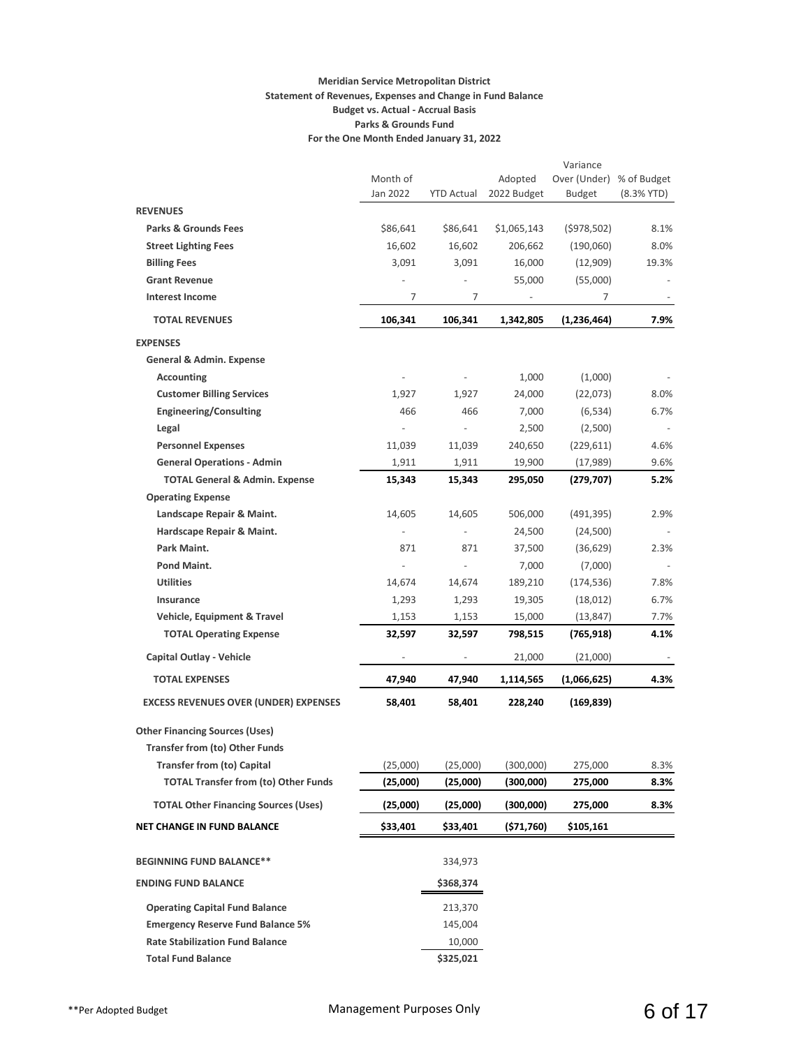**Meridian Service Metropolitan District**
**Statement of Revenues, Expenses and Change in Fund Balance**
**Budget vs. Actual - Accrual Basis**
**Parks & Grounds Fund**
**For the One Month Ended January 31, 2022**

| | Month of Jan 2022 | YTD Actual | Adopted 2022 Budget | Variance Over (Under) Budget | % of Budget (8.3% YTD) |
|---|---|---|---|---|---|
| **REVENUES** | | | | | |
| **Parks & Grounds Fees** | $86,641 | $86,641 | $1,065,143 | ($978,502) | 8.1% |
| **Street Lighting Fees** | 16,602 | 16,602 | 206,662 | (190,060) | 8.0% |
| **Billing Fees** | 3,091 | 3,091 | 16,000 | (12,909) | 19.3% |
| **Grant Revenue** | - | - | 55,000 | (55,000) | - |
| **Interest Income** | 7 | 7 | - | 7 | - |
| **TOTAL REVENUES** | **106,341** | **106,341** | **1,342,805** | **(1,236,464)** | **7.9%** |
| **EXPENSES** | | | | | |
| **General & Admin. Expense** | | | | | |
| **Accounting** | - | - | 1,000 | (1,000) | - |
| **Customer Billing Services** | 1,927 | 1,927 | 24,000 | (22,073) | 8.0% |
| **Engineering/Consulting** | 466 | 466 | 7,000 | (6,534) | 6.7% |
| **Legal** | - | - | 2,500 | (2,500) | - |
| **Personnel Expenses** | 11,039 | 11,039 | 240,650 | (229,611) | 4.6% |
| **General Operations - Admin** | 1,911 | 1,911 | 19,900 | (17,989) | 9.6% |
| **TOTAL General & Admin. Expense** | **15,343** | **15,343** | **295,050** | **(279,707)** | **5.2%** |
| **Operating Expense** | | | | | |
| **Landscape Repair & Maint.** | 14,605 | 14,605 | 506,000 | (491,395) | 2.9% |
| **Hardscape Repair & Maint.** | - | - | 24,500 | (24,500) | - |
| **Park Maint.** | 871 | 871 | 37,500 | (36,629) | 2.3% |
| **Pond Maint.** | - | - | 7,000 | (7,000) | - |
| **Utilities** | 14,674 | 14,674 | 189,210 | (174,536) | 7.8% |
| **Insurance** | 1,293 | 1,293 | 19,305 | (18,012) | 6.7% |
| **Vehicle, Equipment & Travel** | 1,153 | 1,153 | 15,000 | (13,847) | 7.7% |
| **TOTAL Operating Expense** | **32,597** | **32,597** | **798,515** | **(765,918)** | **4.1%** |
| **Capital Outlay - Vehicle** | - | - | 21,000 | (21,000) | - |
| **TOTAL EXPENSES** | **47,940** | **47,940** | **1,114,565** | **(1,066,625)** | **4.3%** |
| **EXCESS REVENUES OVER (UNDER) EXPENSES** | **58,401** | **58,401** | **228,240** | **(169,839)** | |
| **Other Financing Sources (Uses)** | | | | | |
| **Transfer from (to) Other Funds** | | | | | |
| **Transfer from (to) Capital** | (25,000) | (25,000) | (300,000) | 275,000 | 8.3% |
| **TOTAL Transfer from (to) Other Funds** | **(25,000)** | **(25,000)** | **(300,000)** | **275,000** | **8.3%** |
| **TOTAL Other Financing Sources (Uses)** | **(25,000)** | **(25,000)** | **(300,000)** | **275,000** | **8.3%** |
| **NET CHANGE IN FUND BALANCE** | **$33,401** | **$33,401** | **($71,760)** | **$105,161** | |
| **BEGINNING FUND BALANCE**** | | 334,973 | | | |
| **ENDING FUND BALANCE** | | **$368,374** | | | |
| **Operating Capital Fund Balance** | | 213,370 | | | |
| **Emergency Reserve Fund Balance 5%** | | 145,004 | | | |
| **Rate Stabilization Fund Balance** | | 10,000 | | | |
| **Total Fund Balance** | | **$325,021** | | | |

**Per Adopted Budget

Management Purposes Only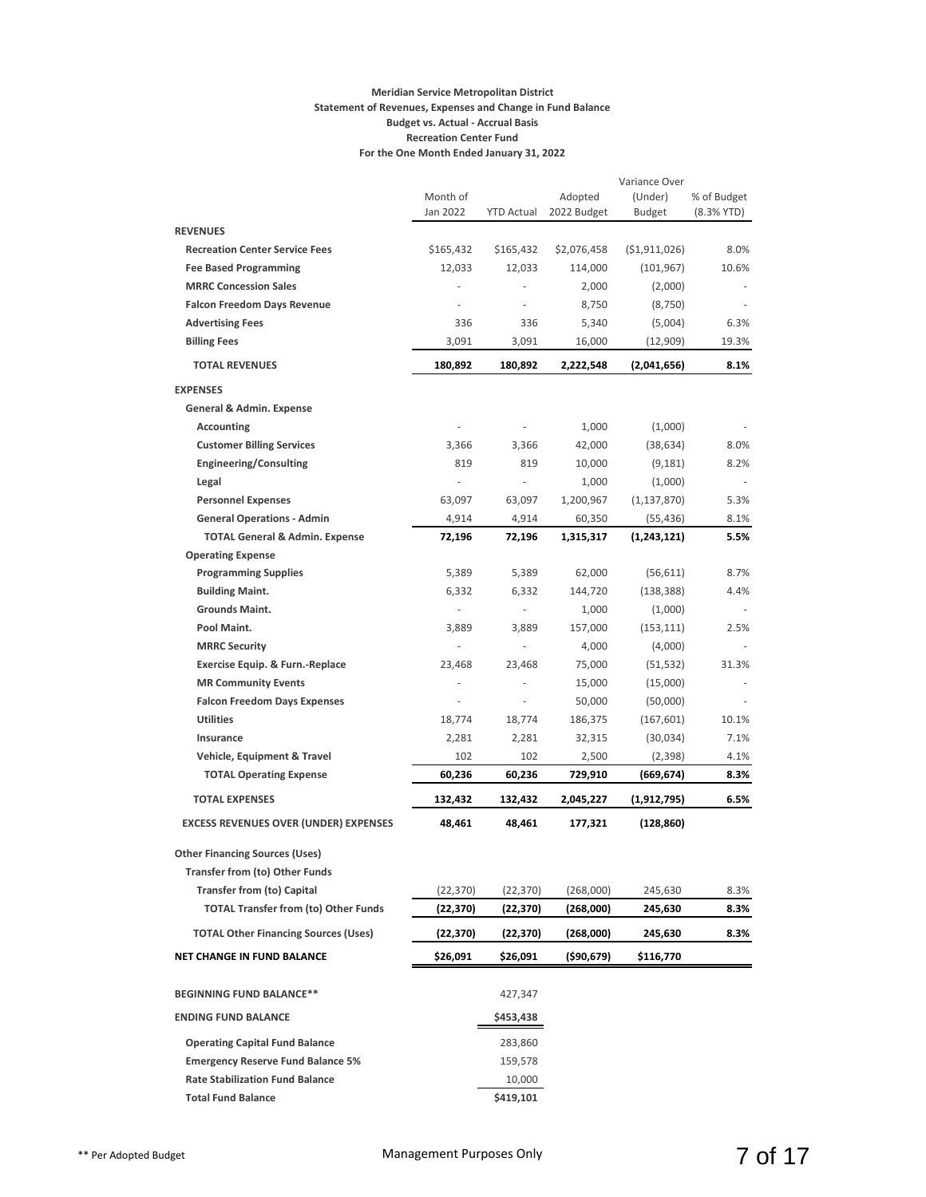**Meridian Service Metropolitan District**
**Statement of Revenues, Expenses and Change in Fund Balance**
**Budget vs. Actual - Accrual Basis**
**Recreation Center Fund**
**For the One Month Ended January 31, 2022**

| | Month of Jan 2022 | YTD Actual | Adopted 2022 Budget | Variance Over (Under) Budget | % of Budget (8.3% YTD) |
|---|---|---|---|---|---|
| **REVENUES** | | | | | |
| **Recreation Center Service Fees** | $165,432 | $165,432 | $2,076,458 | ($1,911,026) | 8.0% |
| **Fee Based Programming** | 12,033 | 12,033 | 114,000 | (101,967) | 10.6% |
| **MRRC Concession Sales** | - | - | 2,000 | (2,000) | - |
| **Falcon Freedom Days Revenue** | - | - | 8,750 | (8,750) | - |
| **Advertising Fees** | 336 | 336 | 5,340 | (5,004) | 6.3% |
| **Billing Fees** | 3,091 | 3,091 | 16,000 | (12,909) | 19.3% |
| **TOTAL REVENUES** | **180,892** | **180,892** | **2,222,548** | **(2,041,656)** | **8.1%** |
| **EXPENSES** | | | | | |
| **General & Admin. Expense** | | | | | |
| **Accounting** | - | - | 1,000 | (1,000) | - |
| **Customer Billing Services** | 3,366 | 3,366 | 42,000 | (38,634) | 8.0% |
| **Engineering/Consulting** | 819 | 819 | 10,000 | (9,181) | 8.2% |
| **Legal** | - | - | 1,000 | (1,000) | - |
| **Personnel Expenses** | 63,097 | 63,097 | 1,200,967 | (1,137,870) | 5.3% |
| **General Operations - Admin** | 4,914 | 4,914 | 60,350 | (55,436) | 8.1% |
| **TOTAL General & Admin. Expense** | **72,196** | **72,196** | **1,315,317** | **(1,243,121)** | **5.5%** |
| **Operating Expense** | | | | | |
| **Programming Supplies** | 5,389 | 5,389 | 62,000 | (56,611) | 8.7% |
| **Building Maint.** | 6,332 | 6,332 | 144,720 | (138,388) | 4.4% |
| **Grounds Maint.** | - | - | 1,000 | (1,000) | - |
| **Pool Maint.** | 3,889 | 3,889 | 157,000 | (153,111) | 2.5% |
| **MRRC Security** | - | - | 4,000 | (4,000) | - |
| **Exercise Equip. & Furn.-Replace** | 23,468 | 23,468 | 75,000 | (51,532) | 31.3% |
| **MR Community Events** | - | - | 15,000 | (15,000) | - |
| **Falcon Freedom Days Expenses** | - | - | 50,000 | (50,000) | - |
| **Utilities** | 18,774 | 18,774 | 186,375 | (167,601) | 10.1% |
| **Insurance** | 2,281 | 2,281 | 32,315 | (30,034) | 7.1% |
| **Vehicle, Equipment & Travel** | 102 | 102 | 2,500 | (2,398) | 4.1% |
| **TOTAL Operating Expense** | **60,236** | **60,236** | **729,910** | **(669,674)** | **8.3%** |
| **TOTAL EXPENSES** | **132,432** | **132,432** | **2,045,227** | **(1,912,795)** | **6.5%** |
| **EXCESS REVENUES OVER (UNDER) EXPENSES** | **48,461** | **48,461** | **177,321** | **(128,860)** | |
| **Other Financing Sources (Uses)** | | | | | |
| **Transfer from (to) Other Funds** | | | | | |
| **Transfer from (to) Capital** | (22,370) | (22,370) | (268,000) | 245,630 | 8.3% |
| **TOTAL Transfer from (to) Other Funds** | **(22,370)** | **(22,370)** | **(268,000)** | **245,630** | **8.3%** |
| **TOTAL Other Financing Sources (Uses)** | **(22,370)** | **(22,370)** | **(268,000)** | **245,630** | **8.3%** |
| **NET CHANGE IN FUND BALANCE** | **$26,091** | **$26,091** | **($90,679)** | **$116,770** | |
| **BEGINNING FUND BALANCE**** | | 427,347 | | | |
| **ENDING FUND BALANCE** | | **$453,438** | | | |
| **Operating Capital Fund Balance** | | 283,860 | | | |
| **Emergency Reserve Fund Balance 5%** | | 159,578 | | | |
| **Rate Stabilization Fund Balance** | | 10,000 | | | |
| **Total Fund Balance** | | **$419,101** | | | |

** Per Adopted Budget

Management Purposes Only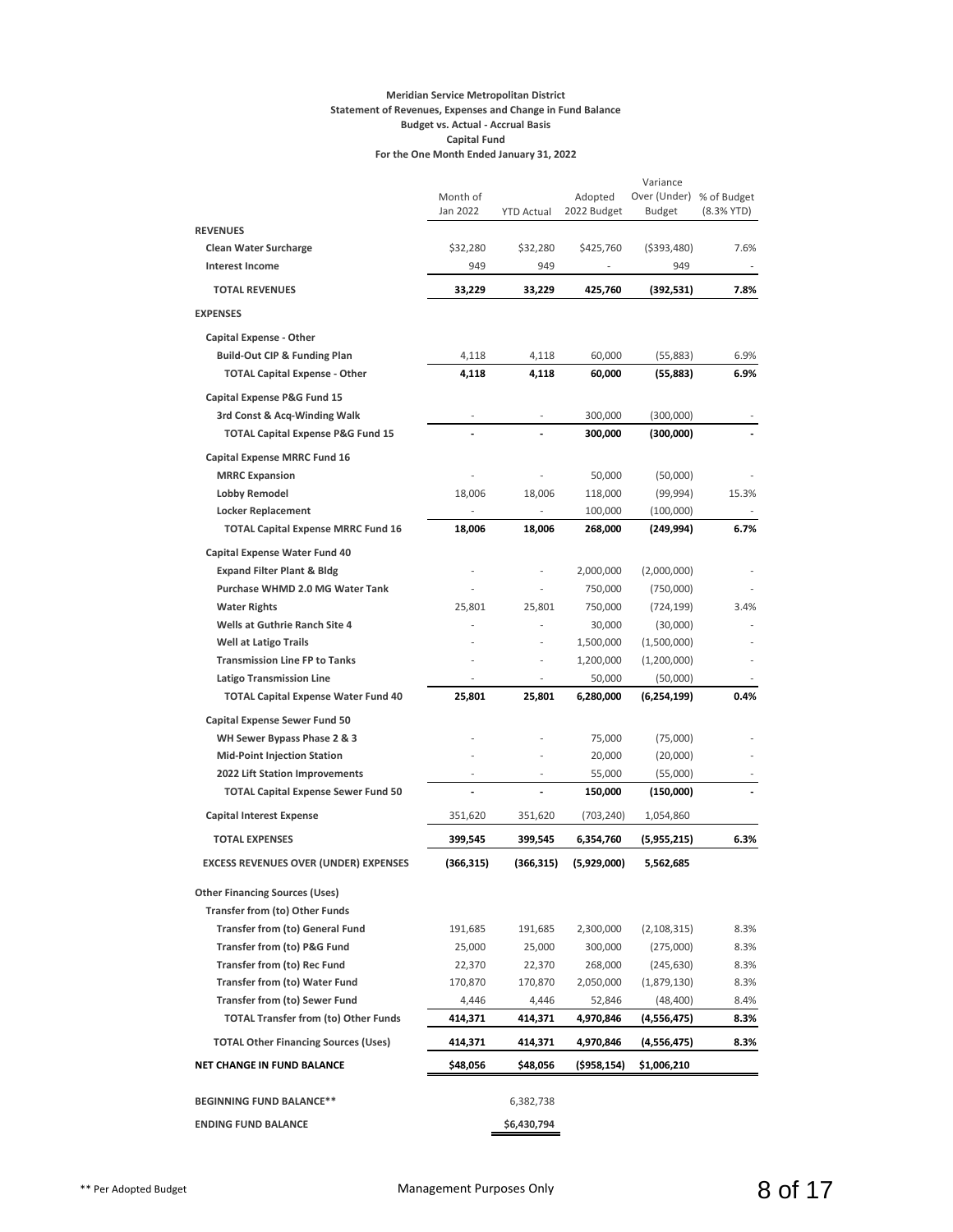**Meridian Service Metropolitan District**
**Statement of Revenues, Expenses and Change in Fund Balance**
**Budget vs. Actual - Accrual Basis**
**Capital Fund**
**For the One Month Ended January 31, 2022**

| | Month of Jan 2022 | YTD Actual | Adopted 2022 Budget | Variance Over (Under) Budget | % of Budget (8.3% YTD) |
|---|---|---|---|---|---|
| **REVENUES** | | | | | |
| **Clean Water Surcharge** | $32,280 | $32,280 | $425,760 | ($393,480) | 7.6% |
| **Interest Income** | 949 | 949 | - | 949 | - |
| **TOTAL REVENUES** | **33,229** | **33,229** | **425,760** | **(392,531)** | **7.8%** |
| **EXPENSES** | | | | | |
| **Capital Expense - Other** | | | | | |
| **Build-Out CIP & Funding Plan** | 4,118 | 4,118 | 60,000 | (55,883) | 6.9% |
| **TOTAL Capital Expense - Other** | **4,118** | **4,118** | **60,000** | **(55,883)** | **6.9%** |
| **Capital Expense P&G Fund 15** | | | | | |
| **3rd Const & Acq-Winding Walk** | - | - | 300,000 | (300,000) | - |
| **TOTAL Capital Expense P&G Fund 15** | **-** | **-** | **300,000** | **(300,000)** | **-** |
| **Capital Expense MRRC Fund 16** | | | | | |
| **MRRC Expansion** | - | - | 50,000 | (50,000) | - |
| **Lobby Remodel** | 18,006 | 18,006 | 118,000 | (99,994) | 15.3% |
| **Locker Replacement** | - | - | 100,000 | (100,000) | - |
| **TOTAL Capital Expense MRRC Fund 16** | **18,006** | **18,006** | **268,000** | **(249,994)** | **6.7%** |
| **Capital Expense Water Fund 40** | | | | | |
| **Expand Filter Plant & Bldg** | - | - | 2,000,000 | (2,000,000) | - |
| **Purchase WHMD 2.0 MG Water Tank** | - | - | 750,000 | (750,000) | - |
| **Water Rights** | 25,801 | 25,801 | 750,000 | (724,199) | 3.4% |
| **Wells at Guthrie Ranch Site 4** | - | - | 30,000 | (30,000) | - |
| **Well at Latigo Trails** | - | - | 1,500,000 | (1,500,000) | - |
| **Transmission Line FP to Tanks** | - | - | 1,200,000 | (1,200,000) | - |
| **Latigo Transmission Line** | - | - | 50,000 | (50,000) | - |
| **TOTAL Capital Expense Water Fund 40** | **25,801** | **25,801** | **6,280,000** | **(6,254,199)** | **0.4%** |
| **Capital Expense Sewer Fund 50** | | | | | |
| **WH Sewer Bypass Phase 2 & 3** | - | - | 75,000 | (75,000) | - |
| **Mid-Point Injection Station** | - | - | 20,000 | (20,000) | - |
| **2022 Lift Station Improvements** | - | - | 55,000 | (55,000) | - |
| **TOTAL Capital Expense Sewer Fund 50** | **-** | **-** | **150,000** | **(150,000)** | **-** |
| **Capital Interest Expense** | 351,620 | 351,620 | (703,240) | 1,054,860 | |
| **TOTAL EXPENSES** | **399,545** | **399,545** | **6,354,760** | **(5,955,215)** | **6.3%** |
| **EXCESS REVENUES OVER (UNDER) EXPENSES** | **(366,315)** | **(366,315)** | **(5,929,000)** | **5,562,685** | |
| **Other Financing Sources (Uses)** | | | | | |
| **Transfer from (to) Other Funds** | | | | | |
| **Transfer from (to) General Fund** | 191,685 | 191,685 | 2,300,000 | (2,108,315) | 8.3% |
| **Transfer from (to) P&G Fund** | 25,000 | 25,000 | 300,000 | (275,000) | 8.3% |
| **Transfer from (to) Rec Fund** | 22,370 | 22,370 | 268,000 | (245,630) | 8.3% |
| **Transfer from (to) Water Fund** | 170,870 | 170,870 | 2,050,000 | (1,879,130) | 8.3% |
| **Transfer from (to) Sewer Fund** | 4,446 | 4,446 | 52,846 | (48,400) | 8.4% |
| **TOTAL Transfer from (to) Other Funds** | **414,371** | **414,371** | **4,970,846** | **(4,556,475)** | **8.3%** |
| **TOTAL Other Financing Sources (Uses)** | **414,371** | **414,371** | **4,970,846** | **(4,556,475)** | **8.3%** |
| **NET CHANGE IN FUND BALANCE** | **$48,056** | **$48,056** | **($958,154)** | **$1,006,210** | |
| **BEGINNING FUND BALANCE\*\*** | | 6,382,738 | | | |
| **ENDING FUND BALANCE** | | $6,430,794 | | | |

** Per Adopted Budget

Management Purposes Only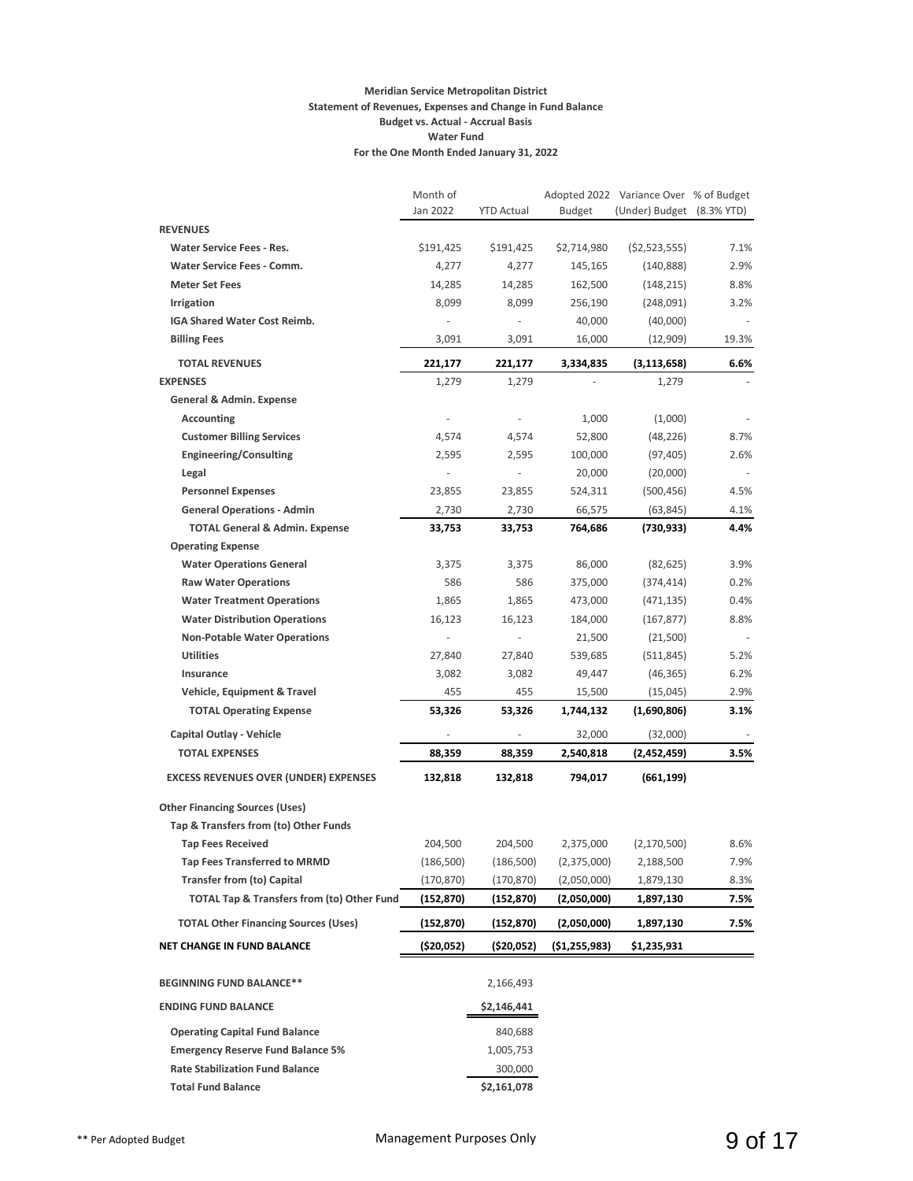**Meridian Service Metropolitan District**
**Statement of Revenues, Expenses and Change in Fund Balance**
**Budget vs. Actual - Accrual Basis**
**Water Fund**
**For the One Month Ended January 31, 2022**

| | Month of Jan 2022 | YTD Actual | Adopted 2022 Budget | Variance Over (Under) Budget | % of Budget (8.3% YTD) |
|---|---|---|---|---|---|
| **REVENUES** | | | | | |
| **Water Service Fees - Res.** | $191,425 | $191,425 | $2,714,980 | ($2,523,555) | 7.1% |
| **Water Service Fees - Comm.** | 4,277 | 4,277 | 145,165 | (140,888) | 2.9% |
| **Meter Set Fees** | 14,285 | 14,285 | 162,500 | (148,215) | 8.8% |
| **Irrigation** | 8,099 | 8,099 | 256,190 | (248,091) | 3.2% |
| **IGA Shared Water Cost Reimb.** | - | - | 40,000 | (40,000) | - |
| **Billing Fees** | 3,091 | 3,091 | 16,000 | (12,909) | 19.3% |
| **TOTAL REVENUES** | **221,177** | **221,177** | **3,334,835** | **(3,113,658)** | **6.6%** |
| **EXPENSES** | 1,279 | 1,279 | - | 1,279 | - |
| **General & Admin. Expense** | | | | | |
| **Accounting** | - | - | 1,000 | (1,000) | - |
| **Customer Billing Services** | 4,574 | 4,574 | 52,800 | (48,226) | 8.7% |
| **Engineering/Consulting** | 2,595 | 2,595 | 100,000 | (97,405) | 2.6% |
| **Legal** | - | - | 20,000 | (20,000) | - |
| **Personnel Expenses** | 23,855 | 23,855 | 524,311 | (500,456) | 4.5% |
| **General Operations - Admin** | 2,730 | 2,730 | 66,575 | (63,845) | 4.1% |
| **TOTAL General & Admin. Expense** | **33,753** | **33,753** | **764,686** | **(730,933)** | **4.4%** |
| **Operating Expense** | | | | | |
| **Water Operations General** | 3,375 | 3,375 | 86,000 | (82,625) | 3.9% |
| **Raw Water Operations** | 586 | 586 | 375,000 | (374,414) | 0.2% |
| **Water Treatment Operations** | 1,865 | 1,865 | 473,000 | (471,135) | 0.4% |
| **Water Distribution Operations** | 16,123 | 16,123 | 184,000 | (167,877) | 8.8% |
| **Non-Potable Water Operations** | - | - | 21,500 | (21,500) | - |
| **Utilities** | 27,840 | 27,840 | 539,685 | (511,845) | 5.2% |
| **Insurance** | 3,082 | 3,082 | 49,447 | (46,365) | 6.2% |
| **Vehicle, Equipment & Travel** | 455 | 455 | 15,500 | (15,045) | 2.9% |
| **TOTAL Operating Expense** | **53,326** | **53,326** | **1,744,132** | **(1,690,806)** | **3.1%** |
| **Capital Outlay - Vehicle** | - | - | 32,000 | (32,000) | - |
| **TOTAL EXPENSES** | **88,359** | **88,359** | **2,540,818** | **(2,452,459)** | **3.5%** |
| **EXCESS REVENUES OVER (UNDER) EXPENSES** | **132,818** | **132,818** | **794,017** | **(661,199)** | |
| **Other Financing Sources (Uses)** | | | | | |
| **Tap & Transfers from (to) Other Funds** | | | | | |
| **Tap Fees Received** | 204,500 | 204,500 | 2,375,000 | (2,170,500) | 8.6% |
| **Tap Fees Transferred to MRMD** | (186,500) | (186,500) | (2,375,000) | 2,188,500 | 7.9% |
| **Transfer from (to) Capital** | (170,870) | (170,870) | (2,050,000) | 1,879,130 | 8.3% |
| **TOTAL Tap & Transfers from (to) Other Fund** | **(152,870)** | **(152,870)** | **(2,050,000)** | **1,897,130** | **7.5%** |
| **TOTAL Other Financing Sources (Uses)** | **(152,870)** | **(152,870)** | **(2,050,000)** | **1,897,130** | **7.5%** |
| **NET CHANGE IN FUND BALANCE** | **($20,052)** | **($20,052)** | **($1,255,983)** | **$1,235,931** | |
| **BEGINNING FUND BALANCE\*\*** | | 2,166,493 | | | |
| **ENDING FUND BALANCE** | | **$2,146,441** | | | |
| **Operating Capital Fund Balance** | | 840,688 | | | |
| **Emergency Reserve Fund Balance 5%** | | 1,005,753 | | | |
| **Rate Stabilization Fund Balance** | | 300,000 | | | |
| **Total Fund Balance** | | **$2,161,078** | | | |

** Per Adopted Budget

Management Purposes Only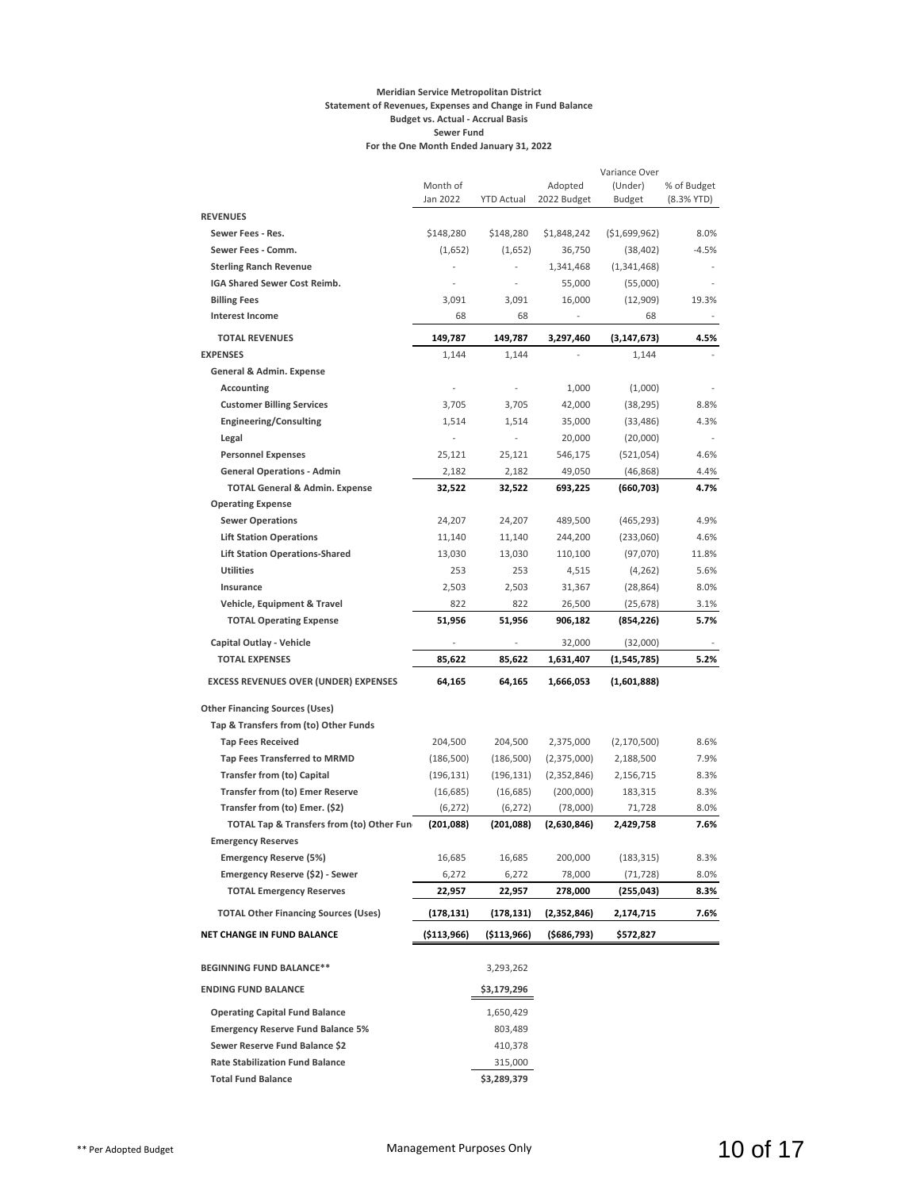**Meridian Service Metropolitan District**
**Statement of Revenues, Expenses and Change in Fund Balance**
**Budget vs. Actual - Accrual Basis**
**Sewer Fund**
**For the One Month Ended January 31, 2022**

| | Month of Jan 2022 | YTD Actual | Adopted 2022 Budget | Variance Over (Under) Budget | % of Budget (8.3% YTD) |
|---|---|---|---|---|---|
| **REVENUES** | | | | | |
| **Sewer Fees - Res.** | $148,280 | $148,280 | $1,848,242 | ($1,699,962) | 8.0% |
| **Sewer Fees - Comm.** | (1,652) | (1,652) | 36,750 | (38,402) | -4.5% |
| **Sterling Ranch Revenue** | - | - | 1,341,468 | (1,341,468) | - |
| **IGA Shared Sewer Cost Reimb.** | - | - | 55,000 | (55,000) | - |
| **Billing Fees** | 3,091 | 3,091 | 16,000 | (12,909) | 19.3% |
| **Interest Income** | 68 | 68 | - | 68 | - |
| **TOTAL REVENUES** | **149,787** | **149,787** | **3,297,460** | **(3,147,673)** | **4.5%** |
| **EXPENSES** | 1,144 | 1,144 | - | 1,144 | - |
| **General & Admin. Expense** | | | | | |
| **Accounting** | - | - | 1,000 | (1,000) | - |
| **Customer Billing Services** | 3,705 | 3,705 | 42,000 | (38,295) | 8.8% |
| **Engineering/Consulting** | 1,514 | 1,514 | 35,000 | (33,486) | 4.3% |
| **Legal** | - | - | 20,000 | (20,000) | - |
| **Personnel Expenses** | 25,121 | 25,121 | 546,175 | (521,054) | 4.6% |
| **General Operations - Admin** | 2,182 | 2,182 | 49,050 | (46,868) | 4.4% |
| **TOTAL General & Admin. Expense** | **32,522** | **32,522** | **693,225** | **(660,703)** | **4.7%** |
| **Operating Expense** | | | | | |
| **Sewer Operations** | 24,207 | 24,207 | 489,500 | (465,293) | 4.9% |
| **Lift Station Operations** | 11,140 | 11,140 | 244,200 | (233,060) | 4.6% |
| **Lift Station Operations-Shared** | 13,030 | 13,030 | 110,100 | (97,070) | 11.8% |
| **Utilities** | 253 | 253 | 4,515 | (4,262) | 5.6% |
| **Insurance** | 2,503 | 2,503 | 31,367 | (28,864) | 8.0% |
| **Vehicle, Equipment & Travel** | 822 | 822 | 26,500 | (25,678) | 3.1% |
| **TOTAL Operating Expense** | **51,956** | **51,956** | **906,182** | **(854,226)** | **5.7%** |
| **Capital Outlay - Vehicle** | - | - | 32,000 | (32,000) | - |
| **TOTAL EXPENSES** | **85,622** | **85,622** | **1,631,407** | **(1,545,785)** | **5.2%** |
| **EXCESS REVENUES OVER (UNDER) EXPENSES** | **64,165** | **64,165** | **1,666,053** | **(1,601,888)** | |
| **Other Financing Sources (Uses)** | | | | | |
| **Tap & Transfers from (to) Other Funds** | | | | | |
| **Tap Fees Received** | 204,500 | 204,500 | 2,375,000 | (2,170,500) | 8.6% |
| **Tap Fees Transferred to MRMD** | (186,500) | (186,500) | (2,375,000) | 2,188,500 | 7.9% |
| **Transfer from (to) Capital** | (196,131) | (196,131) | (2,352,846) | 2,156,715 | 8.3% |
| **Transfer from (to) Emer Reserve** | (16,685) | (16,685) | (200,000) | 183,315 | 8.3% |
| **Transfer from (to) Emer. ($2)** | (6,272) | (6,272) | (78,000) | 71,728 | 8.0% |
| **TOTAL Tap & Transfers from (to) Other Fun** | **(201,088)** | **(201,088)** | **(2,630,846)** | **2,429,758** | **7.6%** |
| **Emergency Reserves** | | | | | |
| **Emergency Reserve (5%)** | 16,685 | 16,685 | 200,000 | (183,315) | 8.3% |
| **Emergency Reserve ($2) - Sewer** | 6,272 | 6,272 | 78,000 | (71,728) | 8.0% |
| **TOTAL Emergency Reserves** | **22,957** | **22,957** | **278,000** | **(255,043)** | **8.3%** |
| **TOTAL Other Financing Sources (Uses)** | **(178,131)** | **(178,131)** | **(2,352,846)** | **2,174,715** | **7.6%** |
| **NET CHANGE IN FUND BALANCE** | **($113,966)** | **($113,966)** | **($686,793)** | **$572,827** | |
| | | | | | |
| **BEGINNING FUND BALANCE**** | | 3,293,262 | | | |
| **ENDING FUND BALANCE** | | **$3,179,296** | | | |
| **Operating Capital Fund Balance** | | 1,650,429 | | | |
| **Emergency Reserve Fund Balance 5%** | | 803,489 | | | |
| **Sewer Reserve Fund Balance $2** | | 410,378 | | | |
| **Rate Stabilization Fund Balance** | | 315,000 | | | |
| **Total Fund Balance** | | **$3,289,379** | | | |

** Per Adopted Budget

Management Purposes Only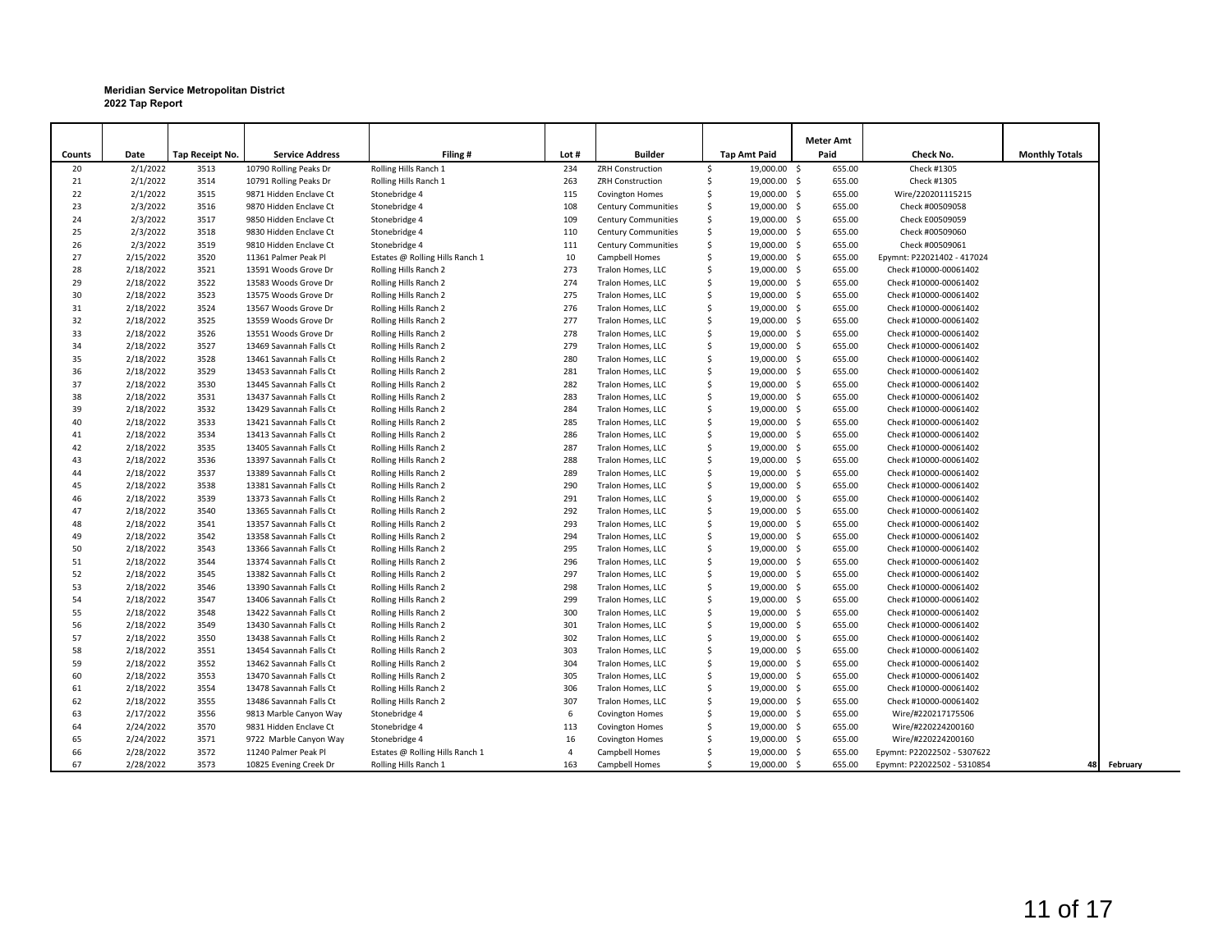**Meridian Service Metropolitan District**
**2022 Tap Report**

| Counts | Date | Tap Receipt No. | Service Address | Filing # | Lot # | Builder | Tap Amt Paid | Meter Amt Paid | Check No. | Monthly Totals | |
|---|---|---|---|---|---|---|---|---|---|---|---|
| 20 | 2/1/2022 | 3513 | 10790 Rolling Peaks Dr | Rolling Hills Ranch 1 | 234 | ZRH Construction | $ 19,000.00 | $ 655.00 | Check #1305 | | |
| 21 | 2/1/2022 | 3514 | 10791 Rolling Peaks Dr | Rolling Hills Ranch 1 | 263 | ZRH Construction | $ 19,000.00 | $ 655.00 | Check #1305 | | |
| 22 | 2/1/2022 | 3515 | 9871 Hidden Enclave Ct | Stonebridge 4 | 115 | Covington Homes | $ 19,000.00 | $ 655.00 | Wire/220201115215 | | |
| 23 | 2/3/2022 | 3516 | 9870 Hidden Enclave Ct | Stonebridge 4 | 108 | Century Communities | $ 19,000.00 | $ 655.00 | Check #00509058 | | |
| 24 | 2/3/2022 | 3517 | 9850 Hidden Enclave Ct | Stonebridge 4 | 109 | Century Communities | $ 19,000.00 | $ 655.00 | Check E00509059 | | |
| 25 | 2/3/2022 | 3518 | 9830 Hidden Enclave Ct | Stonebridge 4 | 110 | Century Communities | $ 19,000.00 | $ 655.00 | Check #00509060 | | |
| 26 | 2/3/2022 | 3519 | 9810 Hidden Enclave Ct | Stonebridge 4 | 111 | Century Communities | $ 19,000.00 | $ 655.00 | Check #00509061 | | |
| 27 | 2/15/2022 | 3520 | 11361 Palmer Peak Pl | Estates @ Rolling Hills Ranch 1 | 10 | Campbell Homes | $ 19,000.00 | $ 655.00 | Epymnt: P22021402 - 417024 | | |
| 28 | 2/18/2022 | 3521 | 13591 Woods Grove Dr | Rolling Hills Ranch 2 | 273 | Tralon Homes, LLC | $ 19,000.00 | $ 655.00 | Check #10000-00061402 | | |
| 29 | 2/18/2022 | 3522 | 13583 Woods Grove Dr | Rolling Hills Ranch 2 | 274 | Tralon Homes, LLC | $ 19,000.00 | $ 655.00 | Check #10000-00061402 | | |
| 30 | 2/18/2022 | 3523 | 13575 Woods Grove Dr | Rolling Hills Ranch 2 | 275 | Tralon Homes, LLC | $ 19,000.00 | $ 655.00 | Check #10000-00061402 | | |
| 31 | 2/18/2022 | 3524 | 13567 Woods Grove Dr | Rolling Hills Ranch 2 | 276 | Tralon Homes, LLC | $ 19,000.00 | $ 655.00 | Check #10000-00061402 | | |
| 32 | 2/18/2022 | 3525 | 13559 Woods Grove Dr | Rolling Hills Ranch 2 | 277 | Tralon Homes, LLC | $ 19,000.00 | $ 655.00 | Check #10000-00061402 | | |
| 33 | 2/18/2022 | 3526 | 13551 Woods Grove Dr | Rolling Hills Ranch 2 | 278 | Tralon Homes, LLC | $ 19,000.00 | $ 655.00 | Check #10000-00061402 | | |
| 34 | 2/18/2022 | 3527 | 13469 Savannah Falls Ct | Rolling Hills Ranch 2 | 279 | Tralon Homes, LLC | $ 19,000.00 | $ 655.00 | Check #10000-00061402 | | |
| 35 | 2/18/2022 | 3528 | 13461 Savannah Falls Ct | Rolling Hills Ranch 2 | 280 | Tralon Homes, LLC | $ 19,000.00 | $ 655.00 | Check #10000-00061402 | | |
| 36 | 2/18/2022 | 3529 | 13453 Savannah Falls Ct | Rolling Hills Ranch 2 | 281 | Tralon Homes, LLC | $ 19,000.00 | $ 655.00 | Check #10000-00061402 | | |
| 37 | 2/18/2022 | 3530 | 13445 Savannah Falls Ct | Rolling Hills Ranch 2 | 282 | Tralon Homes, LLC | $ 19,000.00 | $ 655.00 | Check #10000-00061402 | | |
| 38 | 2/18/2022 | 3531 | 13437 Savannah Falls Ct | Rolling Hills Ranch 2 | 283 | Tralon Homes, LLC | $ 19,000.00 | $ 655.00 | Check #10000-00061402 | | |
| 39 | 2/18/2022 | 3532 | 13429 Savannah Falls Ct | Rolling Hills Ranch 2 | 284 | Tralon Homes, LLC | $ 19,000.00 | $ 655.00 | Check #10000-00061402 | | |
| 40 | 2/18/2022 | 3533 | 13421 Savannah Falls Ct | Rolling Hills Ranch 2 | 285 | Tralon Homes, LLC | $ 19,000.00 | $ 655.00 | Check #10000-00061402 | | |
| 41 | 2/18/2022 | 3534 | 13413 Savannah Falls Ct | Rolling Hills Ranch 2 | 286 | Tralon Homes, LLC | $ 19,000.00 | $ 655.00 | Check #10000-00061402 | | |
| 42 | 2/18/2022 | 3535 | 13405 Savannah Falls Ct | Rolling Hills Ranch 2 | 287 | Tralon Homes, LLC | $ 19,000.00 | $ 655.00 | Check #10000-00061402 | | |
| 43 | 2/18/2022 | 3536 | 13397 Savannah Falls Ct | Rolling Hills Ranch 2 | 288 | Tralon Homes, LLC | $ 19,000.00 | $ 655.00 | Check #10000-00061402 | | |
| 44 | 2/18/2022 | 3537 | 13389 Savannah Falls Ct | Rolling Hills Ranch 2 | 289 | Tralon Homes, LLC | $ 19,000.00 | $ 655.00 | Check #10000-00061402 | | |
| 45 | 2/18/2022 | 3538 | 13381 Savannah Falls Ct | Rolling Hills Ranch 2 | 290 | Tralon Homes, LLC | $ 19,000.00 | $ 655.00 | Check #10000-00061402 | | |
| 46 | 2/18/2022 | 3539 | 13373 Savannah Falls Ct | Rolling Hills Ranch 2 | 291 | Tralon Homes, LLC | $ 19,000.00 | $ 655.00 | Check #10000-00061402 | | |
| 47 | 2/18/2022 | 3540 | 13365 Savannah Falls Ct | Rolling Hills Ranch 2 | 292 | Tralon Homes, LLC | $ 19,000.00 | $ 655.00 | Check #10000-00061402 | | |
| 48 | 2/18/2022 | 3541 | 13357 Savannah Falls Ct | Rolling Hills Ranch 2 | 293 | Tralon Homes, LLC | $ 19,000.00 | $ 655.00 | Check #10000-00061402 | | |
| 49 | 2/18/2022 | 3542 | 13358 Savannah Falls Ct | Rolling Hills Ranch 2 | 294 | Tralon Homes, LLC | $ 19,000.00 | $ 655.00 | Check #10000-00061402 | | |
| 50 | 2/18/2022 | 3543 | 13366 Savannah Falls Ct | Rolling Hills Ranch 2 | 295 | Tralon Homes, LLC | $ 19,000.00 | $ 655.00 | Check #10000-00061402 | | |
| 51 | 2/18/2022 | 3544 | 13374 Savannah Falls Ct | Rolling Hills Ranch 2 | 296 | Tralon Homes, LLC | $ 19,000.00 | $ 655.00 | Check #10000-00061402 | | |
| 52 | 2/18/2022 | 3545 | 13382 Savannah Falls Ct | Rolling Hills Ranch 2 | 297 | Tralon Homes, LLC | $ 19,000.00 | $ 655.00 | Check #10000-00061402 | | |
| 53 | 2/18/2022 | 3546 | 13390 Savannah Falls Ct | Rolling Hills Ranch 2 | 298 | Tralon Homes, LLC | $ 19,000.00 | $ 655.00 | Check #10000-00061402 | | |
| 54 | 2/18/2022 | 3547 | 13406 Savannah Falls Ct | Rolling Hills Ranch 2 | 299 | Tralon Homes, LLC | $ 19,000.00 | $ 655.00 | Check #10000-00061402 | | |
| 55 | 2/18/2022 | 3548 | 13422 Savannah Falls Ct | Rolling Hills Ranch 2 | 300 | Tralon Homes, LLC | $ 19,000.00 | $ 655.00 | Check #10000-00061402 | | |
| 56 | 2/18/2022 | 3549 | 13430 Savannah Falls Ct | Rolling Hills Ranch 2 | 301 | Tralon Homes, LLC | $ 19,000.00 | $ 655.00 | Check #10000-00061402 | | |
| 57 | 2/18/2022 | 3550 | 13438 Savannah Falls Ct | Rolling Hills Ranch 2 | 302 | Tralon Homes, LLC | $ 19,000.00 | $ 655.00 | Check #10000-00061402 | | |
| 58 | 2/18/2022 | 3551 | 13454 Savannah Falls Ct | Rolling Hills Ranch 2 | 303 | Tralon Homes, LLC | $ 19,000.00 | $ 655.00 | Check #10000-00061402 | | |
| 59 | 2/18/2022 | 3552 | 13462 Savannah Falls Ct | Rolling Hills Ranch 2 | 304 | Tralon Homes, LLC | $ 19,000.00 | $ 655.00 | Check #10000-00061402 | | |
| 60 | 2/18/2022 | 3553 | 13470 Savannah Falls Ct | Rolling Hills Ranch 2 | 305 | Tralon Homes, LLC | $ 19,000.00 | $ 655.00 | Check #10000-00061402 | | |
| 61 | 2/18/2022 | 3554 | 13478 Savannah Falls Ct | Rolling Hills Ranch 2 | 306 | Tralon Homes, LLC | $ 19,000.00 | $ 655.00 | Check #10000-00061402 | | |
| 62 | 2/18/2022 | 3555 | 13486 Savannah Falls Ct | Rolling Hills Ranch 2 | 307 | Tralon Homes, LLC | $ 19,000.00 | $ 655.00 | Check #10000-00061402 | | |
| 63 | 2/17/2022 | 3556 | 9813 Marble Canyon Way | Stonebridge 4 | 6 | Covington Homes | $ 19,000.00 | $ 655.00 | Wire/#220217175506 | | |
| 64 | 2/24/2022 | 3570 | 9831 Hidden Enclave Ct | Stonebridge 4 | 113 | Covington Homes | $ 19,000.00 | $ 655.00 | Wire/#220224200160 | | |
| 65 | 2/24/2022 | 3571 | 9722 Marble Canyon Way | Stonebridge 4 | 16 | Covington Homes | $ 19,000.00 | $ 655.00 | Wire/#220224200160 | | |
| 66 | 2/28/2022 | 3572 | 11240 Palmer Peak Pl | Estates @ Rolling Hills Ranch 1 | 4 | Campbell Homes | $ 19,000.00 | $ 655.00 | Epymnt: P22022502 - 5307622 | | |
| 67 | 2/28/2022 | 3573 | 10825 Evening Creek Dr | Rolling Hills Ranch 1 | 163 | Campbell Homes | $ 19,000.00 | $ 655.00 | Epymnt: P22022502 - 5310854 | 48 | February |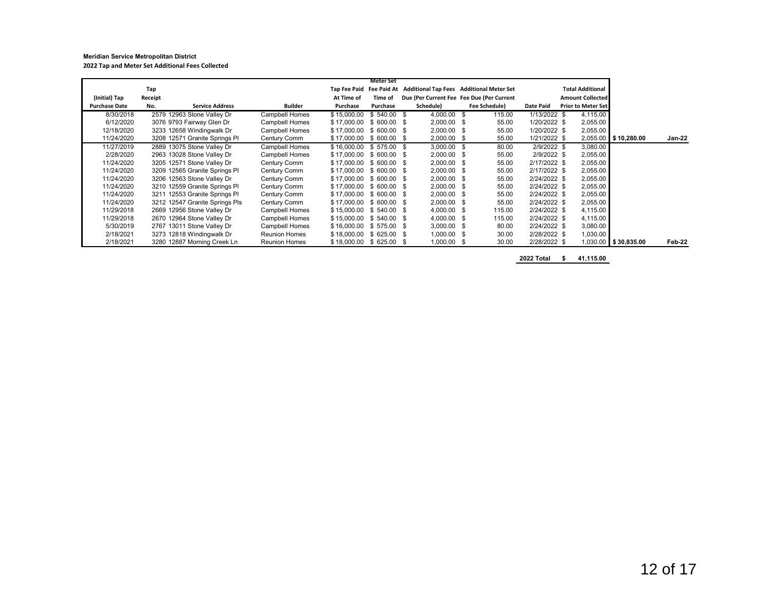**Meridian Service Metropolitan District**

**2022 Tap and Meter Set Additional Fees Collected**

| (Initial) Tap Purchase Date | Tap Receipt No. | Service Address | Builder | Tap Fee Paid At Time of Purchase | Meter Set Fee Paid At Time of Purchase | Additional Tap Fees Due (Per Current Fee Schedule) | Additional Meter Set Fee Due (Per Current Fee Schedule) | Date Paid | Total Additional Amount Collected Prior to Meter Set | | |
|---|---|---|---|---|---|---|---|---|---|---|---|
| 8/30/2018 | 2579 | 12963 Stone Valley Dr | Campbell Homes | $ 15,000.00 | $ 540.00 | $ 4,000.00 | $ 115.00 | 1/13/2022 | $ 4,115.00 | | |
| 6/12/2020 | 3076 | 9793 Fairway Glen Dr | Campbell Homes | $ 17,000.00 | $ 600.00 | $ 2,000.00 | $ 55.00 | 1/20/2022 | $ 2,055.00 | | |
| 12/18/2020 | 3233 | 12658 Windingwalk Dr | Campbell Homes | $ 17,000.00 | $ 600.00 | $ 2,000.00 | $ 55.00 | 1/20/2022 | $ 2,055.00 | | |
| 11/24/2020 | 3208 | 12571 Granite Springs Pl | Century Comm | $ 17,000.00 | $ 600.00 | $ 2,000.00 | $ 55.00 | 1/21/2022 | $ 2,055.00 | $ 10,280.00 | Jan-22 |
| 11/27/2019 | 2889 | 13075 Stone Valley Dr | Campbell Homes | $ 16,000.00 | $ 575.00 | $ 3,000.00 | $ 80.00 | 2/9/2022 | $ 3,080.00 | | |
| 2/28/2020 | 2963 | 13028 Stone Valley Dr | Campbell Homes | $ 17,000.00 | $ 600.00 | $ 2,000.00 | $ 55.00 | 2/9/2022 | $ 2,055.00 | | |
| 11/24/2020 | 3205 | 12571 Stone Valley Dr | Century Comm | $ 17,000.00 | $ 600.00 | $ 2,000.00 | $ 55.00 | 2/17/2022 | $ 2,055.00 | | |
| 11/24/2020 | 3209 | 12565 Granite Springs Pl | Century Comm | $ 17,000.00 | $ 600.00 | $ 2,000.00 | $ 55.00 | 2/17/2022 | $ 2,055.00 | | |
| 11/24/2020 | 3206 | 12563 Stone Valley Dr | Century Comm | $ 17,000.00 | $ 600.00 | $ 2,000.00 | $ 55.00 | 2/24/2022 | $ 2,055.00 | | |
| 11/24/2020 | 3210 | 12559 Granite Springs Pl | Century Comm | $ 17,000.00 | $ 600.00 | $ 2,000.00 | $ 55.00 | 2/24/2022 | $ 2,055.00 | | |
| 11/24/2020 | 3211 | 12553 Granite Springs Pl | Century Comm | $ 17,000.00 | $ 600.00 | $ 2,000.00 | $ 55.00 | 2/24/2022 | $ 2,055.00 | | |
| 11/24/2020 | 3212 | 12547 Granite Springs Pls | Century Comm | $ 17,000.00 | $ 600.00 | $ 2,000.00 | $ 55.00 | 2/24/2022 | $ 2,055.00 | | |
| 11/29/2018 | 2669 | 12956 Stone Valley Dr | Campbell Homes | $ 15,000.00 | $ 540.00 | $ 4,000.00 | $ 115.00 | 2/24/2022 | $ 4,115.00 | | |
| 11/29/2018 | 2670 | 12964 Stone Valley Dr | Campbell Homes | $ 15,000.00 | $ 540.00 | $ 4,000.00 | $ 115.00 | 2/24/2022 | $ 4,115.00 | | |
| 5/30/2019 | 2767 | 13011 Stone Valley Dr | Campbell Homes | $ 16,000.00 | $ 575.00 | $ 3,000.00 | $ 80.00 | 2/24/2022 | $ 3,080.00 | | |
| 2/18/2021 | 3273 | 12818 Windingwalk Dr | Reunion Homes | $ 18,000.00 | $ 625.00 | $ 1,000.00 | $ 30.00 | 2/28/2022 | $ 1,030.00 | | |
| 2/18/2021 | 3280 | 12887 Morning Creek Ln | Reunion Homes | $ 18,000.00 | $ 625.00 | $ 1,000.00 | $ 30.00 | 2/28/2022 | $ 1,030.00 | $ 30,835.00 | Feb-22 |
| | | | | | | | | **2022 Total** | **$ 41,115.00** | | |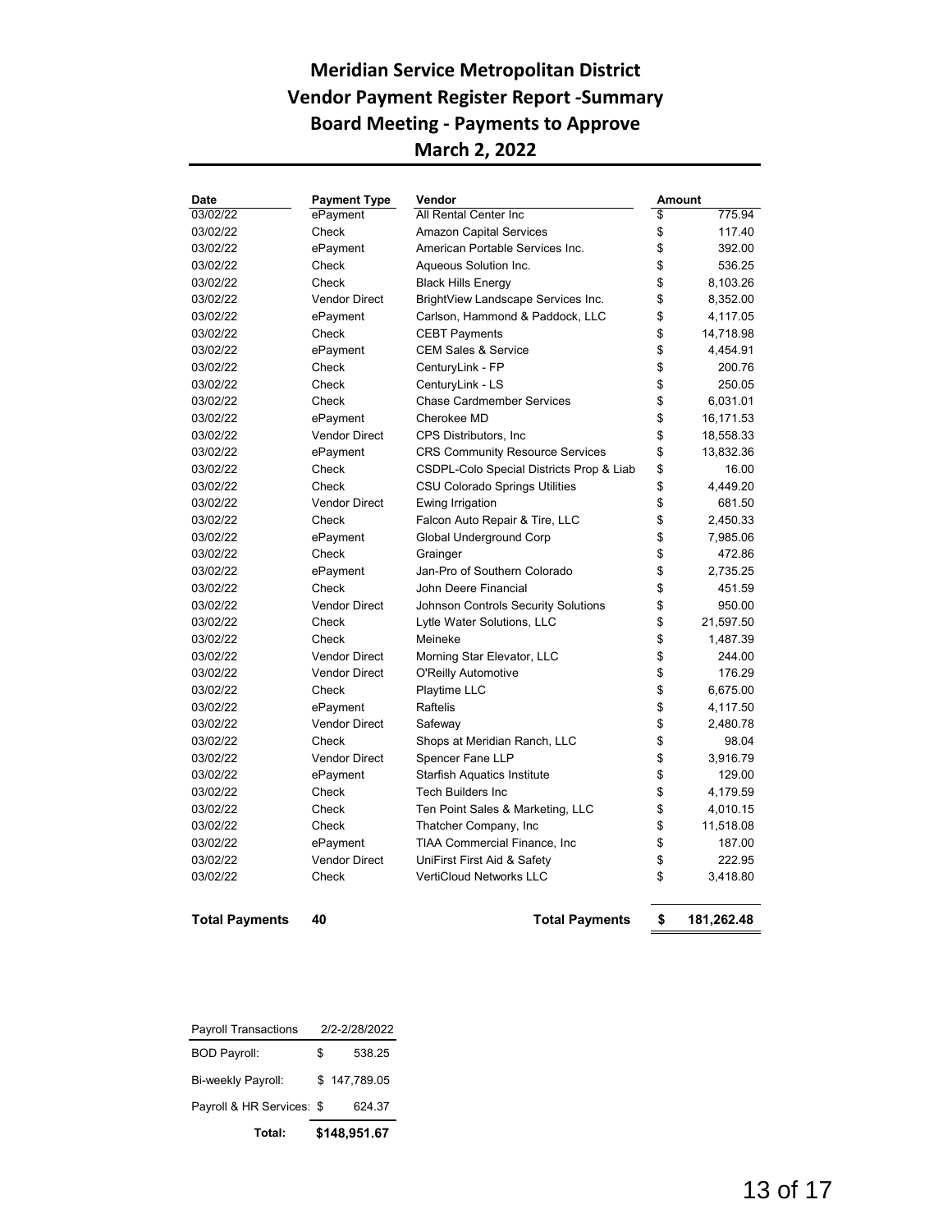# Meridian Service Metropolitan District
## Vendor Payment Register Report -Summary
## Board Meeting - Payments to Approve
## March 2, 2022

| Date | Payment Type | Vendor | Amount |
|---|---|---|---|
| 03/02/22 | ePayment | All Rental Center Inc | $ 775.94 |
| 03/02/22 | Check | Amazon Capital Services | $ 117.40 |
| 03/02/22 | ePayment | American Portable Services Inc. | $ 392.00 |
| 03/02/22 | Check | Aqueous Solution Inc. | $ 536.25 |
| 03/02/22 | Check | Black Hills Energy | $ 8,103.26 |
| 03/02/22 | Vendor Direct | BrightView Landscape Services Inc. | $ 8,352.00 |
| 03/02/22 | ePayment | Carlson, Hammond & Paddock, LLC | $ 4,117.05 |
| 03/02/22 | Check | CEBT Payments | $ 14,718.98 |
| 03/02/22 | ePayment | CEM Sales & Service | $ 4,454.91 |
| 03/02/22 | Check | CenturyLink - FP | $ 200.76 |
| 03/02/22 | Check | CenturyLink - LS | $ 250.05 |
| 03/02/22 | Check | Chase Cardmember Services | $ 6,031.01 |
| 03/02/22 | ePayment | Cherokee MD | $ 16,171.53 |
| 03/02/22 | Vendor Direct | CPS Distributors, Inc | $ 18,558.33 |
| 03/02/22 | ePayment | CRS Community Resource Services | $ 13,832.36 |
| 03/02/22 | Check | CSDPL-Colo Special Districts Prop & Liab | $ 16.00 |
| 03/02/22 | Check | CSU Colorado Springs Utilities | $ 4,449.20 |
| 03/02/22 | Vendor Direct | Ewing Irrigation | $ 681.50 |
| 03/02/22 | Check | Falcon Auto Repair & Tire, LLC | $ 2,450.33 |
| 03/02/22 | ePayment | Global Underground Corp | $ 7,985.06 |
| 03/02/22 | Check | Grainger | $ 472.86 |
| 03/02/22 | ePayment | Jan-Pro of Southern Colorado | $ 2,735.25 |
| 03/02/22 | Check | John Deere Financial | $ 451.59 |
| 03/02/22 | Vendor Direct | Johnson Controls Security Solutions | $ 950.00 |
| 03/02/22 | Check | Lytle Water Solutions, LLC | $ 21,597.50 |
| 03/02/22 | Check | Meineke | $ 1,487.39 |
| 03/02/22 | Vendor Direct | Morning Star Elevator, LLC | $ 244.00 |
| 03/02/22 | Vendor Direct | O'Reilly Automotive | $ 176.29 |
| 03/02/22 | Check | Playtime LLC | $ 6,675.00 |
| 03/02/22 | ePayment | Raftelis | $ 4,117.50 |
| 03/02/22 | Vendor Direct | Safeway | $ 2,480.78 |
| 03/02/22 | Check | Shops at Meridian Ranch, LLC | $ 98.04 |
| 03/02/22 | Vendor Direct | Spencer Fane LLP | $ 3,916.79 |
| 03/02/22 | ePayment | Starfish Aquatics Institute | $ 129.00 |
| 03/02/22 | Check | Tech Builders Inc | $ 4,179.59 |
| 03/02/22 | Check | Ten Point Sales & Marketing, LLC | $ 4,010.15 |
| 03/02/22 | Check | Thatcher Company, Inc | $ 11,518.08 |
| 03/02/22 | ePayment | TIAA Commercial Finance, Inc | $ 187.00 |
| 03/02/22 | Vendor Direct | UniFirst First Aid & Safety | $ 222.95 |
| 03/02/22 | Check | VertiCloud Networks LLC | $ 3,418.80 |
| **Total Payments** | **40** | **Total Payments** | **$ 181,262.48** |

| Payroll Transactions | 2/2-2/28/2022 |
|---|---|
| BOD Payroll: | $ 538.25 |
| Bi-weekly Payroll: | $ 147,789.05 |
| Payroll & HR Services: | $ 624.37 |
| **Total:** | **$148,951.67** |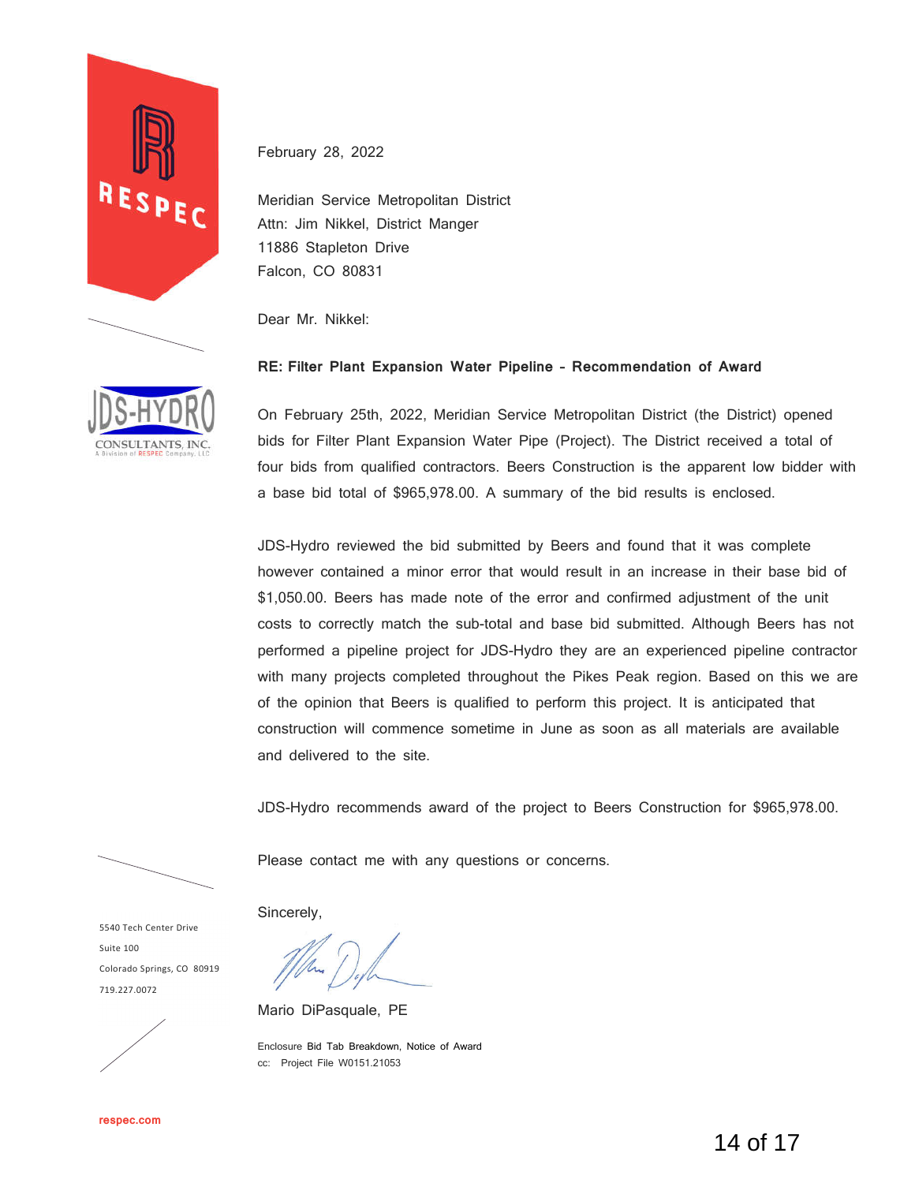RESPEC

JDS-HYDRO CONSULTANTS, INC.
A Division of RESPEC Company, LLC

February 28, 2022

Meridian Service Metropolitan District
Attn: Jim Nikkel, District Manger
11886 Stapleton Drive
Falcon, CO 80831

Dear Mr. Nikkel:

**RE: Filter Plant Expansion Water Pipeline – Recommendation of Award**

On February 25th, 2022, Meridian Service Metropolitan District (the District) opened bids for Filter Plant Expansion Water Pipe (Project). The District received a total of four bids from qualified contractors. Beers Construction is the apparent low bidder with a base bid total of $965,978.00. A summary of the bid results is enclosed.

JDS-Hydro reviewed the bid submitted by Beers and found that it was complete however contained a minor error that would result in an increase in their base bid of $1,050.00. Beers has made note of the error and confirmed adjustment of the unit costs to correctly match the sub-total and base bid submitted. Although Beers has not performed a pipeline project for JDS-Hydro they are an experienced pipeline contractor with many projects completed throughout the Pikes Peak region. Based on this we are of the opinion that Beers is qualified to perform this project. It is anticipated that construction will commence sometime in June as soon as all materials are available and delivered to the site.

JDS-Hydro recommends award of the project to Beers Construction for $965,978.00.

Please contact me with any questions or concerns.

Sincerely,

Mario DiPasquale, PE

Enclosure Bid Tab Breakdown, Notice of Award
cc: Project File W0151.21053

5540 Tech Center Drive
Suite 100
Colorado Springs, CO 80919
719.227.0072

respec.com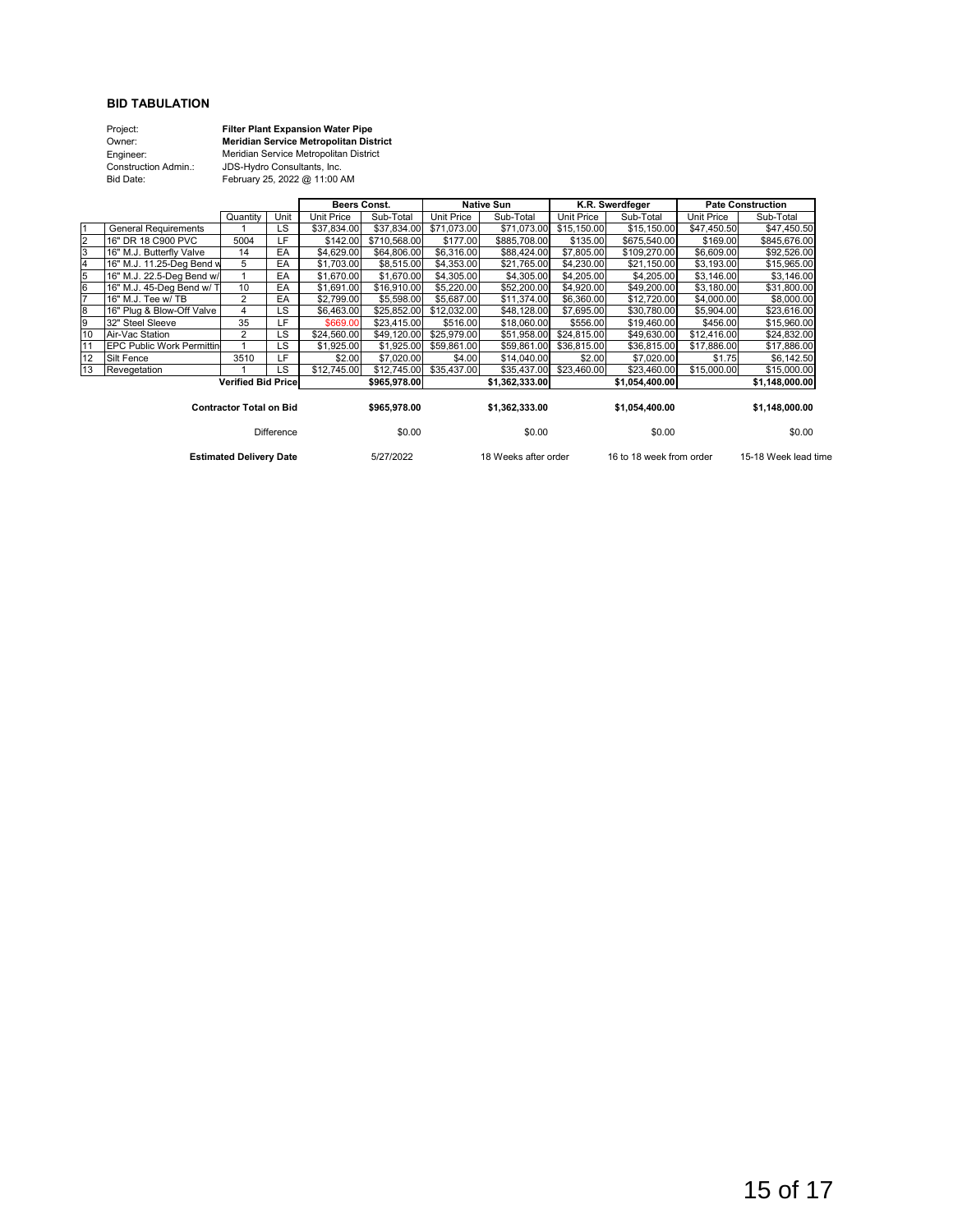## BID TABULATION

| | |
|---|---|
| Project: | **Filter Plant Expansion Water Pipe** |
| Owner: | **Meridian Service Metropolitan District** |
| Engineer: | Meridian Service Metropolitan District |
| Construction Admin.: | JDS-Hydro Consultants, Inc. |
| Bid Date: | February 25, 2022 @ 11:00 AM |

| | | | | Beers Const. | | Native Sun | | K.R. Swerdfeger | | Pate Construction | |
|---|---|---|---|---|---|---|---|---|---|---|---|
| | | Quantity | Unit | Unit Price | Sub-Total | Unit Price | Sub-Total | Unit Price | Sub-Total | Unit Price | Sub-Total |
| 1 | General Requirements | 1 | LS | $37,834.00 | $37,834.00 | $71,073.00 | $71,073.00 | $15,150.00 | $15,150.00 | $47,450.50 | $47,450.50 |
| 2 | 16" DR 18 C900 PVC | 5004 | LF | $142.00 | $710,568.00 | $177.00 | $885,708.00 | $135.00 | $675,540.00 | $169.00 | $845,676.00 |
| 3 | 16" M.J. Butterfly Valve | 14 | EA | $4,629.00 | $64,806.00 | $6,316.00 | $88,424.00 | $7,805.00 | $109,270.00 | $6,609.00 | $92,526.00 |
| 4 | 16" M.J. 11.25-Deg Bend w | 5 | EA | $1,703.00 | $8,515.00 | $4,353.00 | $21,765.00 | $4,230.00 | $21,150.00 | $3,193.00 | $15,965.00 |
| 5 | 16" M.J. 22.5-Deg Bend w/ | 1 | EA | $1,670.00 | $1,670.00 | $4,305.00 | $4,305.00 | $4,205.00 | $4,205.00 | $3,146.00 | $3,146.00 |
| 6 | 16" M.J. 45-Deg Bend w/ T | 10 | EA | $1,691.00 | $16,910.00 | $5,220.00 | $52,200.00 | $4,920.00 | $49,200.00 | $3,180.00 | $31,800.00 |
| 7 | 16" M.J. Tee w/ TB | 2 | EA | $2,799.00 | $5,598.00 | $5,687.00 | $11,374.00 | $6,360.00 | $12,720.00 | $4,000.00 | $8,000.00 |
| 8 | 16" Plug & Blow-Off Valve | 4 | LS | $6,463.00 | $25,852.00 | $12,032.00 | $48,128.00 | $7,695.00 | $30,780.00 | $5,904.00 | $23,616.00 |
| 9 | 32" Steel Sleeve | 35 | LF | $669.00 | $23,415.00 | $516.00 | $18,060.00 | $556.00 | $19,460.00 | $456.00 | $15,960.00 |
| 10 | Air-Vac Station | 2 | LS | $24,560.00 | $49,120.00 | $25,979.00 | $51,958.00 | $24,815.00 | $49,630.00 | $12,416.00 | $24,832.00 |
| 11 | EPC Public Work Permittin | 1 | LS | $1,925.00 | $1,925.00 | $59,861.00 | $59,861.00 | $36,815.00 | $36,815.00 | $17,886.00 | $17,886.00 |
| 12 | Silt Fence | 3510 | LF | $2.00 | $7,020.00 | $4.00 | $14,040.00 | $2.00 | $7,020.00 | $1.75 | $6,142.50 |
| 13 | Revegetation | 1 | LS | $12,745.00 | $12,745.00 | $35,437.00 | $35,437.00 | $23,460.00 | $23,460.00 | $15,000.00 | $15,000.00 |
| | **Verified Bid Price** | | | | **$965,978.00** | | **$1,362,333.00** | | **$1,054,400.00** | | **$1,148,000.00** |
| | **Contractor Total on Bid** | | | | **$965,978.00** | | **$1,362,333.00** | | **$1,054,400.00** | | **$1,148,000.00** |
| | Difference | | | | $0.00 | | $0.00 | | $0.00 | | $0.00 |
| | **Estimated Delivery Date** | | | | 5/27/2022 | | 18 Weeks after order | | 16 to 18 week from order | | 15-18 Week lead time |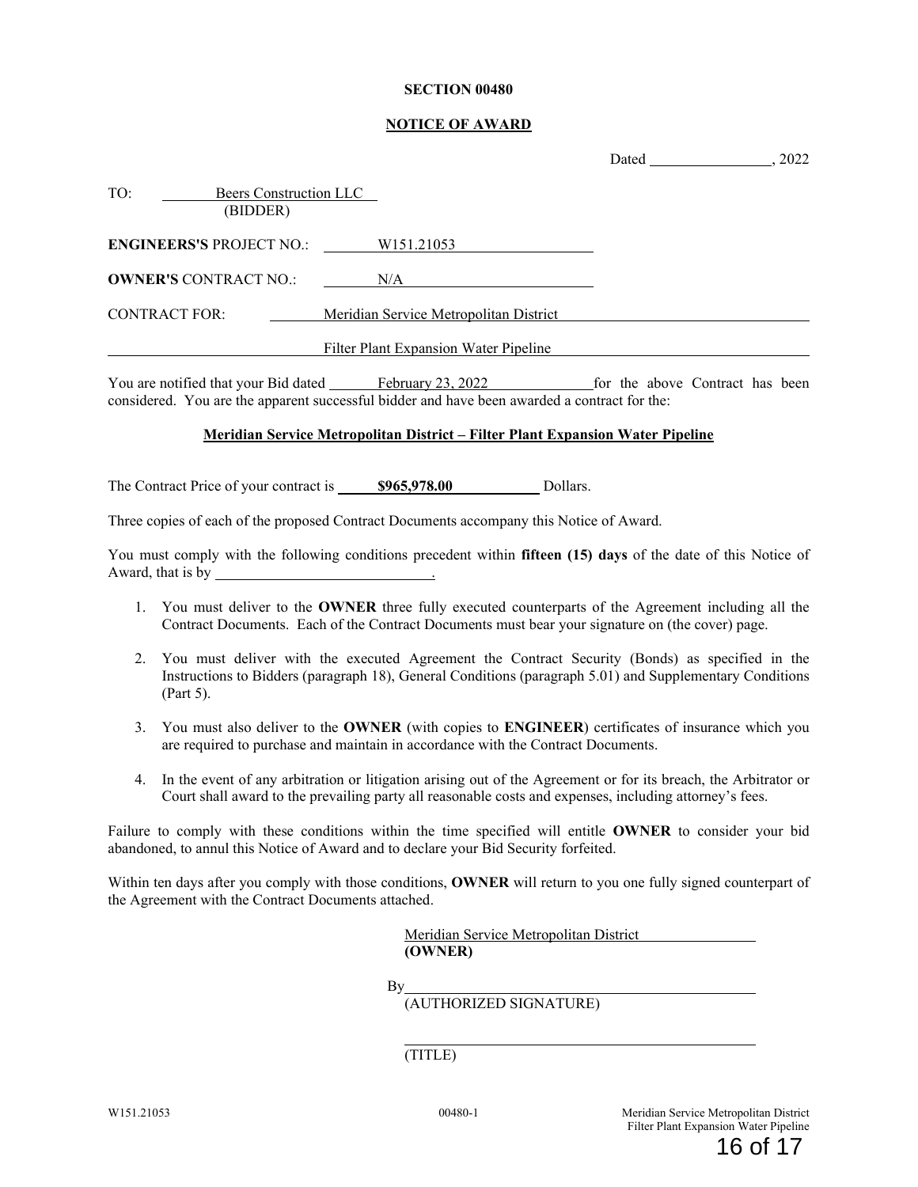**SECTION 00480**

**NOTICE OF AWARD**

Dated ________________, 2022

TO: Beers Construction LLC
(BIDDER)

**ENGINEERS'S** PROJECT NO.: W151.21053

**OWNER'S** CONTRACT NO.: N/A

CONTRACT FOR: Meridian Service Metropolitan District

Filter Plant Expansion Water Pipeline

You are notified that your Bid dated February 23, 2022 for the above Contract has been considered. You are the apparent successful bidder and have been awarded a contract for the:

**Meridian Service Metropolitan District – Filter Plant Expansion Water Pipeline**

The Contract Price of your contract is **$965,978.00** Dollars.

Three copies of each of the proposed Contract Documents accompany this Notice of Award.

You must comply with the following conditions precedent within **fifteen (15) days** of the date of this Notice of Award, that is by ______________________________.

1. You must deliver to the **OWNER** three fully executed counterparts of the Agreement including all the Contract Documents. Each of the Contract Documents must bear your signature on (the cover) page.

2. You must deliver with the executed Agreement the Contract Security (Bonds) as specified in the Instructions to Bidders (paragraph 18), General Conditions (paragraph 5.01) and Supplementary Conditions (Part 5).

3. You must also deliver to the **OWNER** (with copies to **ENGINEER**) certificates of insurance which you are required to purchase and maintain in accordance with the Contract Documents.

4. In the event of any arbitration or litigation arising out of the Agreement or for its breach, the Arbitrator or Court shall award to the prevailing party all reasonable costs and expenses, including attorney's fees.

Failure to comply with these conditions within the time specified will entitle **OWNER** to consider your bid abandoned, to annul this Notice of Award and to declare your Bid Security forfeited.

Within ten days after you comply with those conditions, **OWNER** will return to you one fully signed counterpart of the Agreement with the Contract Documents attached.

Meridian Service Metropolitan District
**(OWNER)**

By ______________________________________
(AUTHORIZED SIGNATURE)

______________________________________
(TITLE)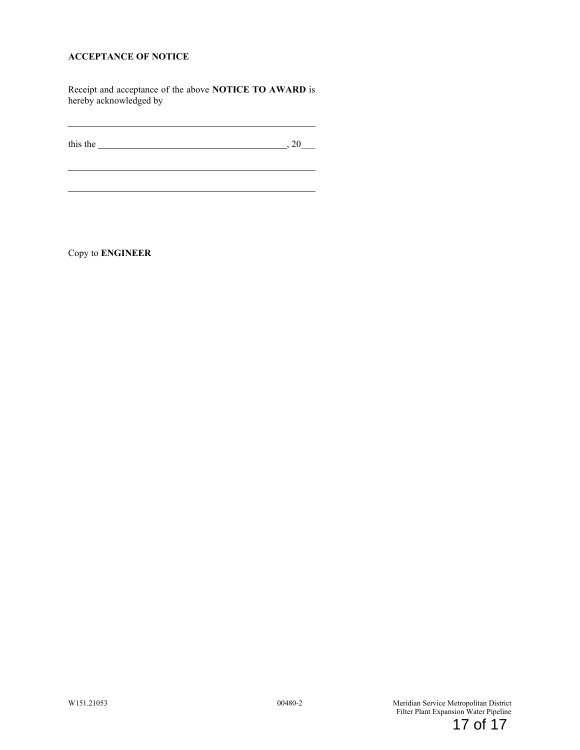**ACCEPTANCE OF NOTICE**

Receipt and acceptance of the above **NOTICE TO AWARD** is hereby acknowledged by

\_\_\_\_\_\_\_\_\_\_\_\_\_\_\_\_\_\_\_\_\_\_\_\_\_\_\_\_\_\_\_\_\_\_\_\_\_\_\_\_\_\_\_\_\_\_\_\_

this the \_\_\_\_\_\_\_\_\_\_\_\_\_\_\_\_\_\_\_\_\_\_\_\_\_\_\_\_\_\_\_\_\_\_\_\_, 20\_\_\_

\_\_\_\_\_\_\_\_\_\_\_\_\_\_\_\_\_\_\_\_\_\_\_\_\_\_\_\_\_\_\_\_\_\_\_\_\_\_\_\_\_\_\_\_\_\_\_\_

\_\_\_\_\_\_\_\_\_\_\_\_\_\_\_\_\_\_\_\_\_\_\_\_\_\_\_\_\_\_\_\_\_\_\_\_\_\_\_\_\_\_\_\_\_\_\_\_

Copy to **ENGINEER**